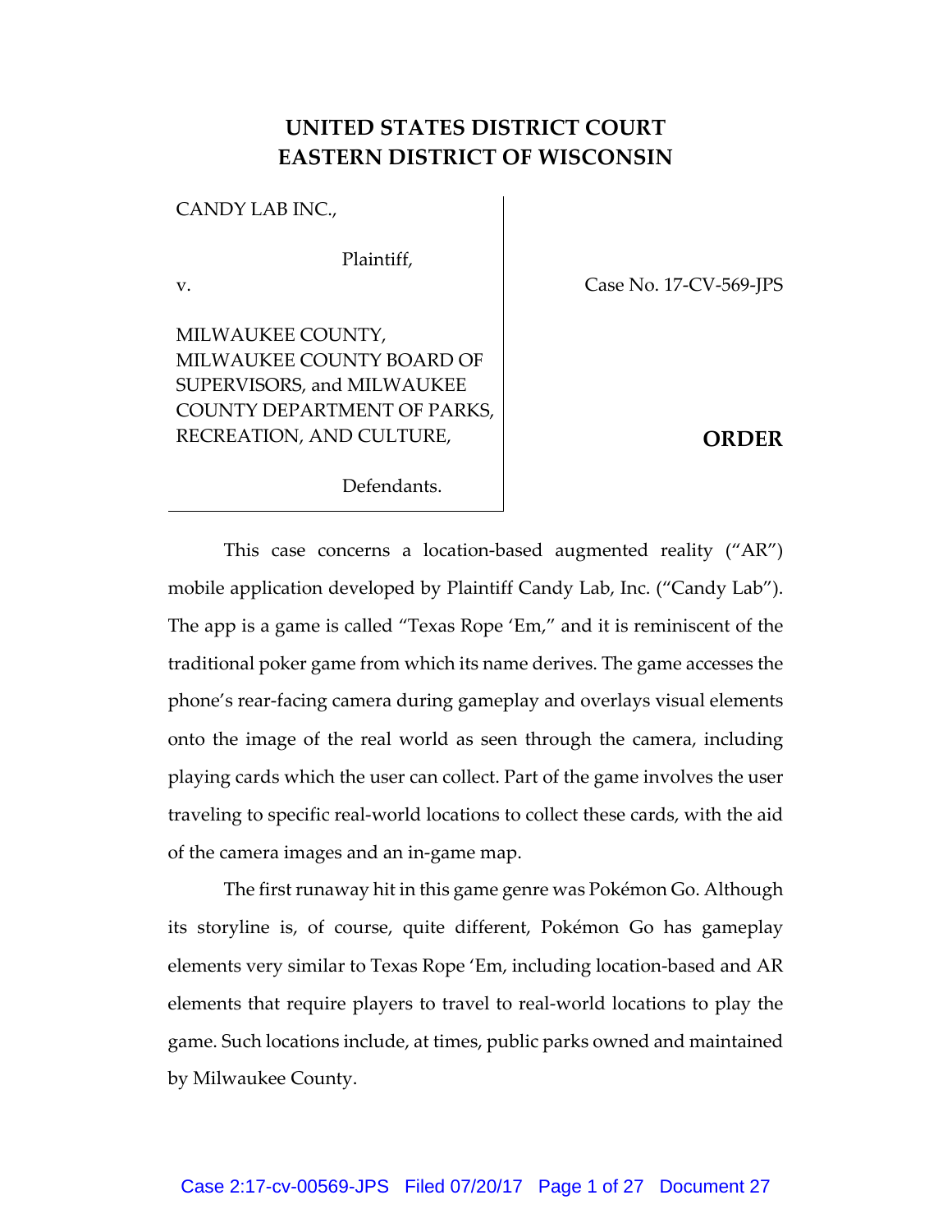# UNITED STATES DISTRICT COURT
# EASTERN DISTRICT OF WISCONSIN

CANDY LAB INC.,

Plaintiff,

v.

MILWAUKEE COUNTY, MILWAUKEE COUNTY BOARD OF SUPERVISORS, and MILWAUKEE COUNTY DEPARTMENT OF PARKS, RECREATION, AND CULTURE,

Defendants.

Case No. 17-CV-569-JPS

**ORDER**

This case concerns a location-based augmented reality ("AR") mobile application developed by Plaintiff Candy Lab, Inc. ("Candy Lab"). The app is a game is called "Texas Rope 'Em," and it is reminiscent of the traditional poker game from which its name derives. The game accesses the phone's rear-facing camera during gameplay and overlays visual elements onto the image of the real world as seen through the camera, including playing cards which the user can collect. Part of the game involves the user traveling to specific real-world locations to collect these cards, with the aid of the camera images and an in-game map.

The first runaway hit in this game genre was Pokémon Go. Although its storyline is, of course, quite different, Pokémon Go has gameplay elements very similar to Texas Rope 'Em, including location-based and AR elements that require players to travel to real-world locations to play the game. Such locations include, at times, public parks owned and maintained by Milwaukee County.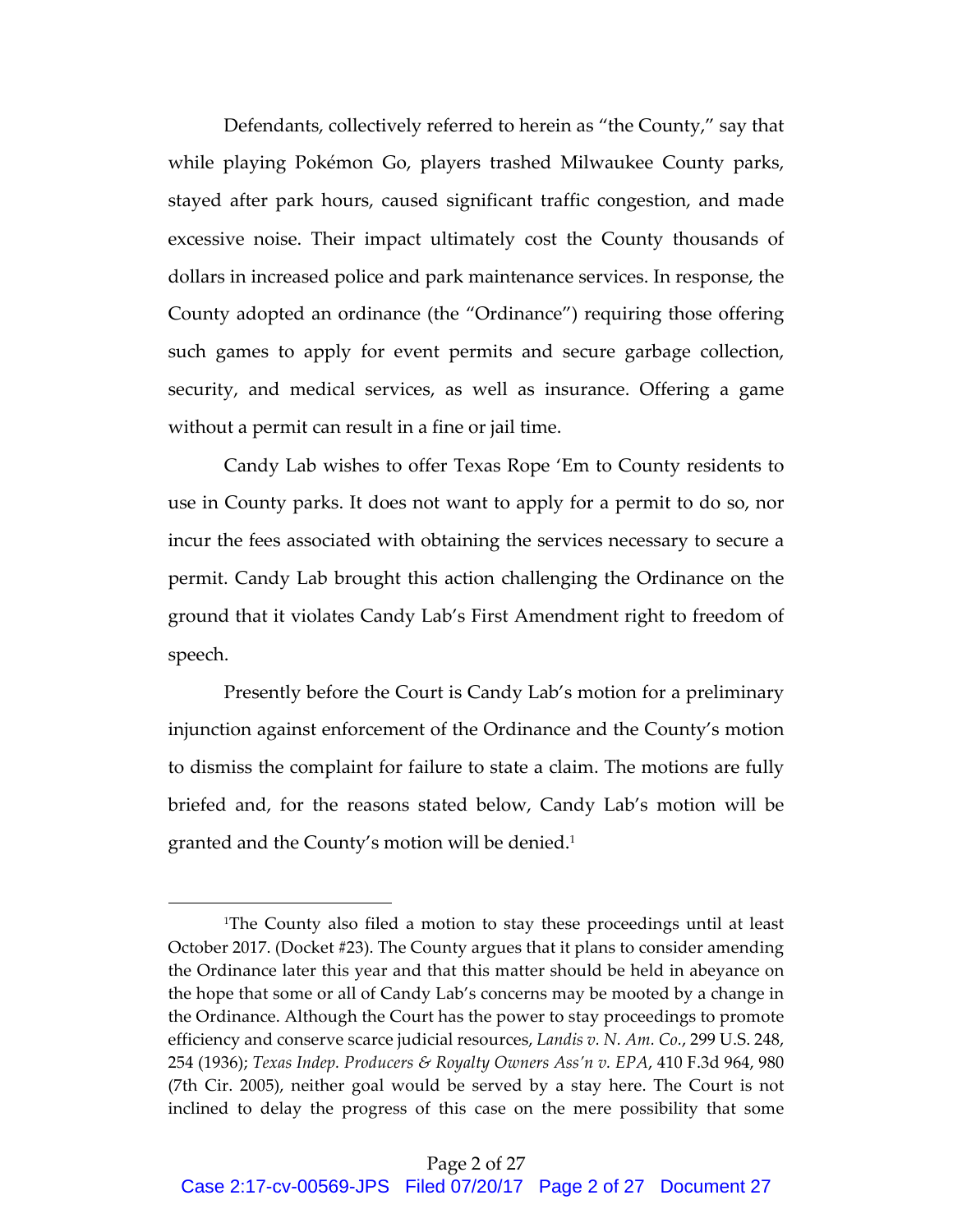Defendants, collectively referred to herein as "the County," say that while playing Pokémon Go, players trashed Milwaukee County parks, stayed after park hours, caused significant traffic congestion, and made excessive noise. Their impact ultimately cost the County thousands of dollars in increased police and park maintenance services. In response, the County adopted an ordinance (the "Ordinance") requiring those offering such games to apply for event permits and secure garbage collection, security, and medical services, as well as insurance. Offering a game without a permit can result in a fine or jail time.

Candy Lab wishes to offer Texas Rope 'Em to County residents to use in County parks. It does not want to apply for a permit to do so, nor incur the fees associated with obtaining the services necessary to secure a permit. Candy Lab brought this action challenging the Ordinance on the ground that it violates Candy Lab's First Amendment right to freedom of speech.

Presently before the Court is Candy Lab's motion for a preliminary injunction against enforcement of the Ordinance and the County's motion to dismiss the complaint for failure to state a claim. The motions are fully briefed and, for the reasons stated below, Candy Lab's motion will be granted and the County's motion will be denied.[1]

---

[1]The County also filed a motion to stay these proceedings until at least October 2017. (Docket #23). The County argues that it plans to consider amending the Ordinance later this year and that this matter should be held in abeyance on the hope that some or all of Candy Lab's concerns may be mooted by a change in the Ordinance. Although the Court has the power to stay proceedings to promote efficiency and conserve scarce judicial resources, *Landis v. N. Am. Co.*, 299 U.S. 248, 254 (1936); *Texas Indep. Producers & Royalty Owners Ass'n v. EPA*, 410 F.3d 964, 980 (7th Cir. 2005), neither goal would be served by a stay here. The Court is not inclined to delay the progress of this case on the mere possibility that some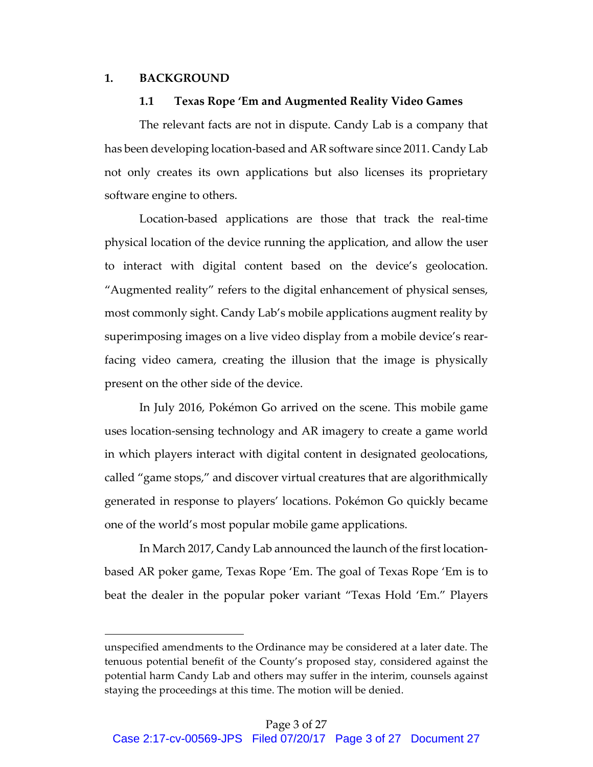## 1. BACKGROUND

### 1.1 Texas Rope 'Em and Augmented Reality Video Games

The relevant facts are not in dispute. Candy Lab is a company that has been developing location-based and AR software since 2011. Candy Lab not only creates its own applications but also licenses its proprietary software engine to others.

Location-based applications are those that track the real-time physical location of the device running the application, and allow the user to interact with digital content based on the device's geolocation. "Augmented reality" refers to the digital enhancement of physical senses, most commonly sight. Candy Lab's mobile applications augment reality by superimposing images on a live video display from a mobile device's rear-facing video camera, creating the illusion that the image is physically present on the other side of the device.

In July 2016, Pokémon Go arrived on the scene. This mobile game uses location-sensing technology and AR imagery to create a game world in which players interact with digital content in designated geolocations, called "game stops," and discover virtual creatures that are algorithmically generated in response to players' locations. Pokémon Go quickly became one of the world's most popular mobile game applications.

In March 2017, Candy Lab announced the launch of the first location-based AR poker game, Texas Rope 'Em. The goal of Texas Rope 'Em is to beat the dealer in the popular poker variant "Texas Hold 'Em." Players

---

unspecified amendments to the Ordinance may be considered at a later date. The tenuous potential benefit of the County's proposed stay, considered against the potential harm Candy Lab and others may suffer in the interim, counsels against staying the proceedings at this time. The motion will be denied.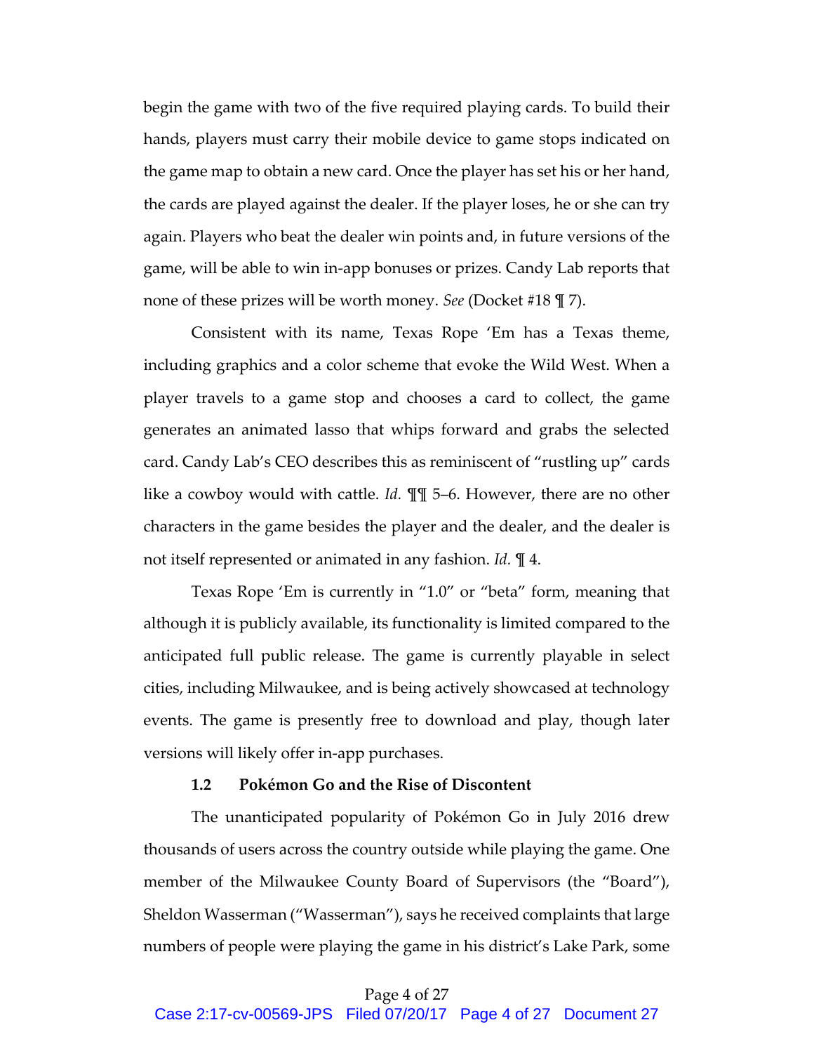begin the game with two of the five required playing cards. To build their hands, players must carry their mobile device to game stops indicated on the game map to obtain a new card. Once the player has set his or her hand, the cards are played against the dealer. If the player loses, he or she can try again. Players who beat the dealer win points and, in future versions of the game, will be able to win in-app bonuses or prizes. Candy Lab reports that none of these prizes will be worth money. *See* (Docket #18 ¶ 7).

Consistent with its name, Texas Rope 'Em has a Texas theme, including graphics and a color scheme that evoke the Wild West. When a player travels to a game stop and chooses a card to collect, the game generates an animated lasso that whips forward and grabs the selected card. Candy Lab's CEO describes this as reminiscent of "rustling up" cards like a cowboy would with cattle. *Id.* ¶¶ 5–6. However, there are no other characters in the game besides the player and the dealer, and the dealer is not itself represented or animated in any fashion. *Id.* ¶ 4.

Texas Rope 'Em is currently in "1.0" or "beta" form, meaning that although it is publicly available, its functionality is limited compared to the anticipated full public release. The game is currently playable in select cities, including Milwaukee, and is being actively showcased at technology events. The game is presently free to download and play, though later versions will likely offer in-app purchases.

### 1.2 Pokémon Go and the Rise of Discontent

The unanticipated popularity of Pokémon Go in July 2016 drew thousands of users across the country outside while playing the game. One member of the Milwaukee County Board of Supervisors (the "Board"), Sheldon Wasserman ("Wasserman"), says he received complaints that large numbers of people were playing the game in his district's Lake Park, some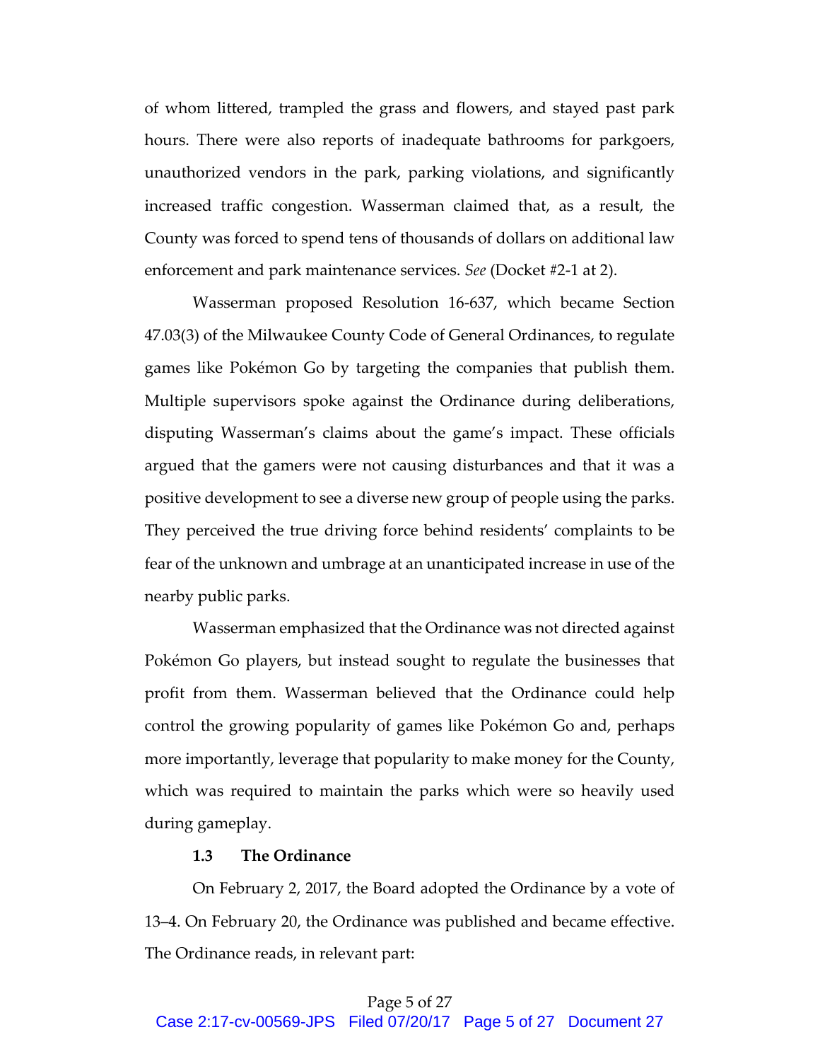of whom littered, trampled the grass and flowers, and stayed past park hours. There were also reports of inadequate bathrooms for parkgoers, unauthorized vendors in the park, parking violations, and significantly increased traffic congestion. Wasserman claimed that, as a result, the County was forced to spend tens of thousands of dollars on additional law enforcement and park maintenance services. *See* (Docket #2-1 at 2).

Wasserman proposed Resolution 16-637, which became Section 47.03(3) of the Milwaukee County Code of General Ordinances, to regulate games like Pokémon Go by targeting the companies that publish them. Multiple supervisors spoke against the Ordinance during deliberations, disputing Wasserman's claims about the game's impact. These officials argued that the gamers were not causing disturbances and that it was a positive development to see a diverse new group of people using the parks. They perceived the true driving force behind residents' complaints to be fear of the unknown and umbrage at an unanticipated increase in use of the nearby public parks.

Wasserman emphasized that the Ordinance was not directed against Pokémon Go players, but instead sought to regulate the businesses that profit from them. Wasserman believed that the Ordinance could help control the growing popularity of games like Pokémon Go and, perhaps more importantly, leverage that popularity to make money for the County, which was required to maintain the parks which were so heavily used during gameplay.

### 1.3 The Ordinance

On February 2, 2017, the Board adopted the Ordinance by a vote of 13–4. On February 20, the Ordinance was published and became effective. The Ordinance reads, in relevant part: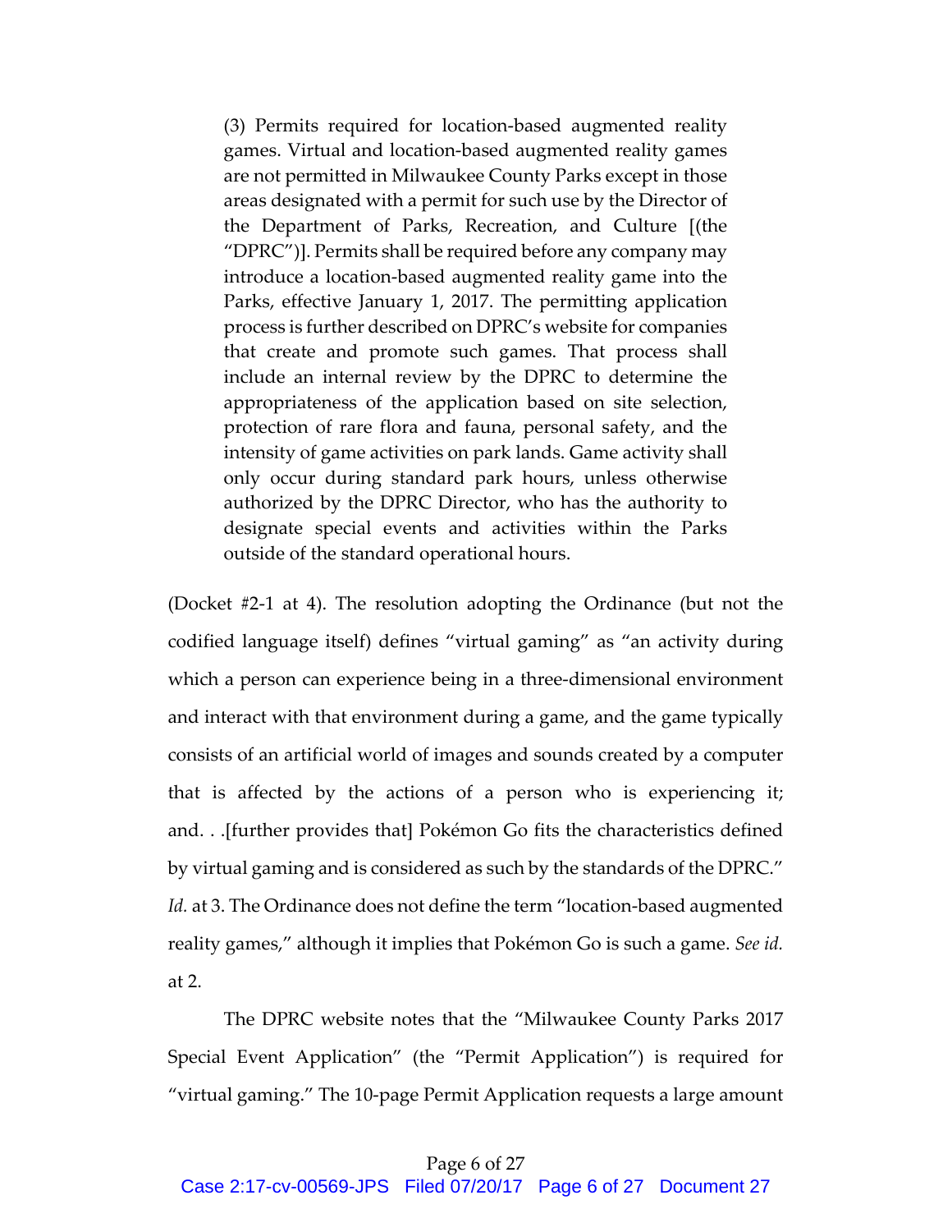> (3) Permits required for location-based augmented reality games. Virtual and location-based augmented reality games are not permitted in Milwaukee County Parks except in those areas designated with a permit for such use by the Director of the Department of Parks, Recreation, and Culture [(the "DPRC")]. Permits shall be required before any company may introduce a location-based augmented reality game into the Parks, effective January 1, 2017. The permitting application process is further described on DPRC's website for companies that create and promote such games. That process shall include an internal review by the DPRC to determine the appropriateness of the application based on site selection, protection of rare flora and fauna, personal safety, and the intensity of game activities on park lands. Game activity shall only occur during standard park hours, unless otherwise authorized by the DPRC Director, who has the authority to designate special events and activities within the Parks outside of the standard operational hours.

(Docket #2-1 at 4). The resolution adopting the Ordinance (but not the codified language itself) defines "virtual gaming" as "an activity during which a person can experience being in a three-dimensional environment and interact with that environment during a game, and the game typically consists of an artificial world of images and sounds created by a computer that is affected by the actions of a person who is experiencing it; and. . .[further provides that] Pokémon Go fits the characteristics defined by virtual gaming and is considered as such by the standards of the DPRC." *Id.* at 3. The Ordinance does not define the term "location-based augmented reality games," although it implies that Pokémon Go is such a game. *See id.* at 2.

The DPRC website notes that the "Milwaukee County Parks 2017 Special Event Application" (the "Permit Application") is required for "virtual gaming." The 10-page Permit Application requests a large amount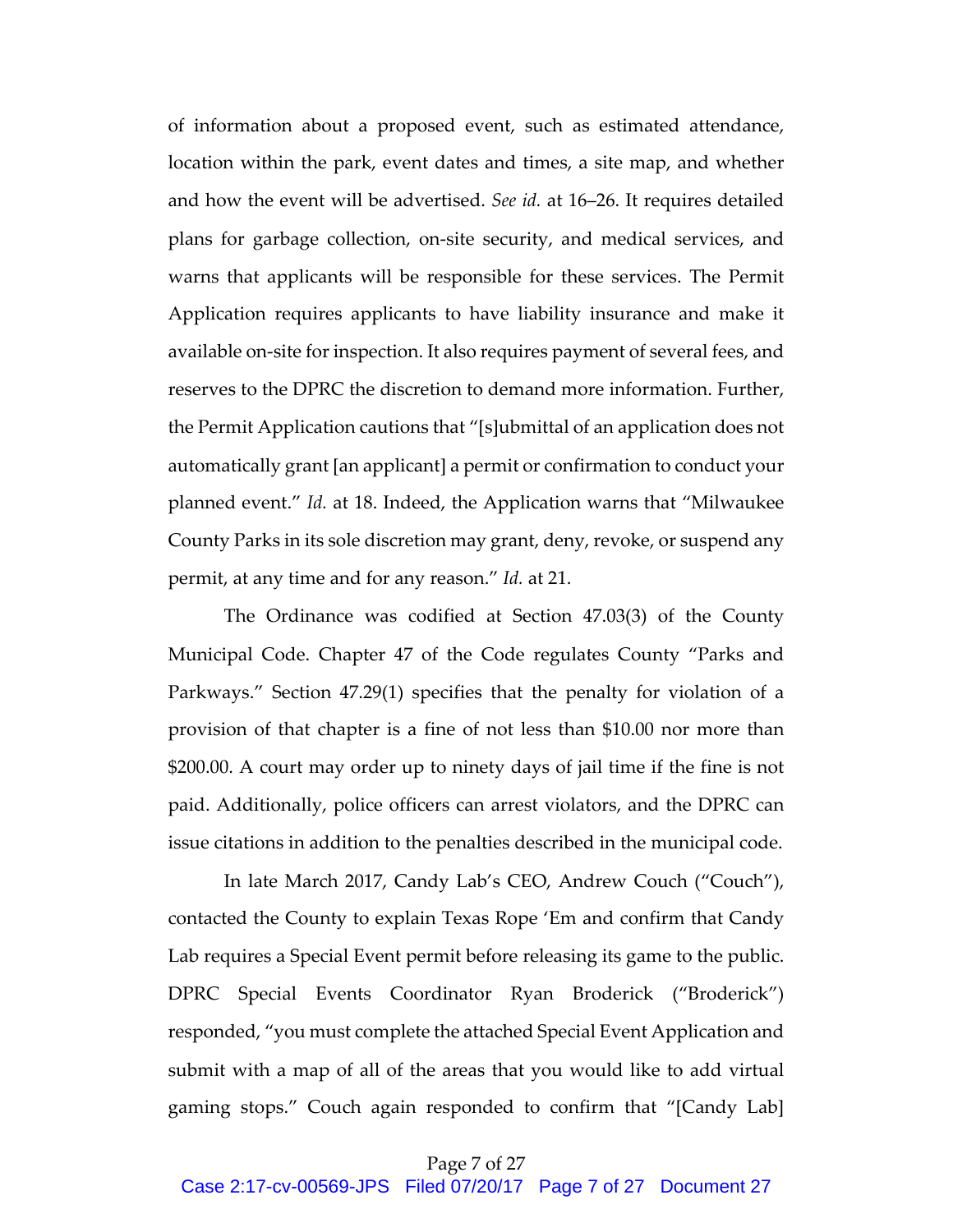of information about a proposed event, such as estimated attendance, location within the park, event dates and times, a site map, and whether and how the event will be advertised. *See id.* at 16–26. It requires detailed plans for garbage collection, on-site security, and medical services, and warns that applicants will be responsible for these services. The Permit Application requires applicants to have liability insurance and make it available on-site for inspection. It also requires payment of several fees, and reserves to the DPRC the discretion to demand more information. Further, the Permit Application cautions that "[s]ubmittal of an application does not automatically grant [an applicant] a permit or confirmation to conduct your planned event." *Id.* at 18. Indeed, the Application warns that "Milwaukee County Parks in its sole discretion may grant, deny, revoke, or suspend any permit, at any time and for any reason." *Id.* at 21.

The Ordinance was codified at Section 47.03(3) of the County Municipal Code. Chapter 47 of the Code regulates County "Parks and Parkways." Section 47.29(1) specifies that the penalty for violation of a provision of that chapter is a fine of not less than $10.00 nor more than $200.00. A court may order up to ninety days of jail time if the fine is not paid. Additionally, police officers can arrest violators, and the DPRC can issue citations in addition to the penalties described in the municipal code.

In late March 2017, Candy Lab's CEO, Andrew Couch ("Couch"), contacted the County to explain Texas Rope 'Em and confirm that Candy Lab requires a Special Event permit before releasing its game to the public. DPRC Special Events Coordinator Ryan Broderick ("Broderick") responded, "you must complete the attached Special Event Application and submit with a map of all of the areas that you would like to add virtual gaming stops." Couch again responded to confirm that "[Candy Lab]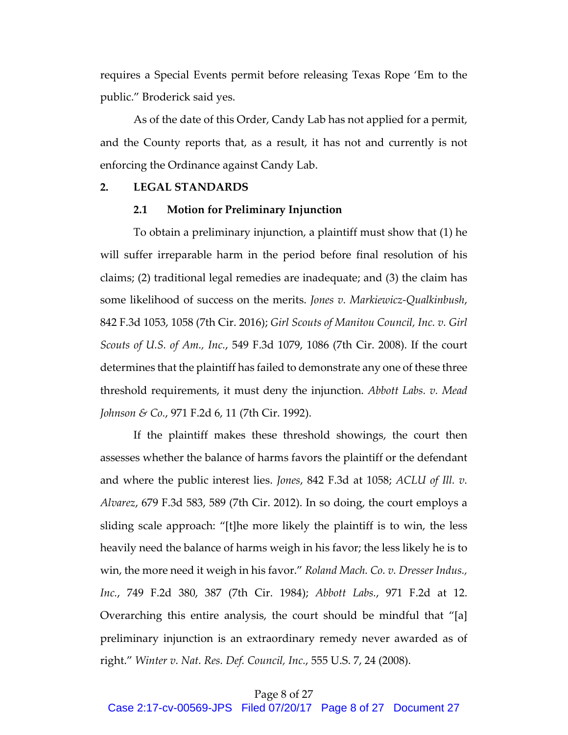requires a Special Events permit before releasing Texas Rope 'Em to the public." Broderick said yes.

As of the date of this Order, Candy Lab has not applied for a permit, and the County reports that, as a result, it has not and currently is not enforcing the Ordinance against Candy Lab.

## 2. LEGAL STANDARDS

### 2.1 Motion for Preliminary Injunction

To obtain a preliminary injunction, a plaintiff must show that (1) he will suffer irreparable harm in the period before final resolution of his claims; (2) traditional legal remedies are inadequate; and (3) the claim has some likelihood of success on the merits. *Jones v. Markiewicz-Qualkinbush*, 842 F.3d 1053, 1058 (7th Cir. 2016); *Girl Scouts of Manitou Council, Inc. v. Girl Scouts of U.S. of Am., Inc.*, 549 F.3d 1079, 1086 (7th Cir. 2008). If the court determines that the plaintiff has failed to demonstrate any one of these three threshold requirements, it must deny the injunction. *Abbott Labs. v. Mead Johnson & Co.*, 971 F.2d 6, 11 (7th Cir. 1992).

If the plaintiff makes these threshold showings, the court then assesses whether the balance of harms favors the plaintiff or the defendant and where the public interest lies. *Jones*, 842 F.3d at 1058; *ACLU of Ill. v. Alvarez*, 679 F.3d 583, 589 (7th Cir. 2012). In so doing, the court employs a sliding scale approach: "[t]he more likely the plaintiff is to win, the less heavily need the balance of harms weigh in his favor; the less likely he is to win, the more need it weigh in his favor." *Roland Mach. Co. v. Dresser Indus., Inc.*, 749 F.2d 380, 387 (7th Cir. 1984); *Abbott Labs.*, 971 F.2d at 12. Overarching this entire analysis, the court should be mindful that "[a] preliminary injunction is an extraordinary remedy never awarded as of right." *Winter v. Nat. Res. Def. Council, Inc.*, 555 U.S. 7, 24 (2008).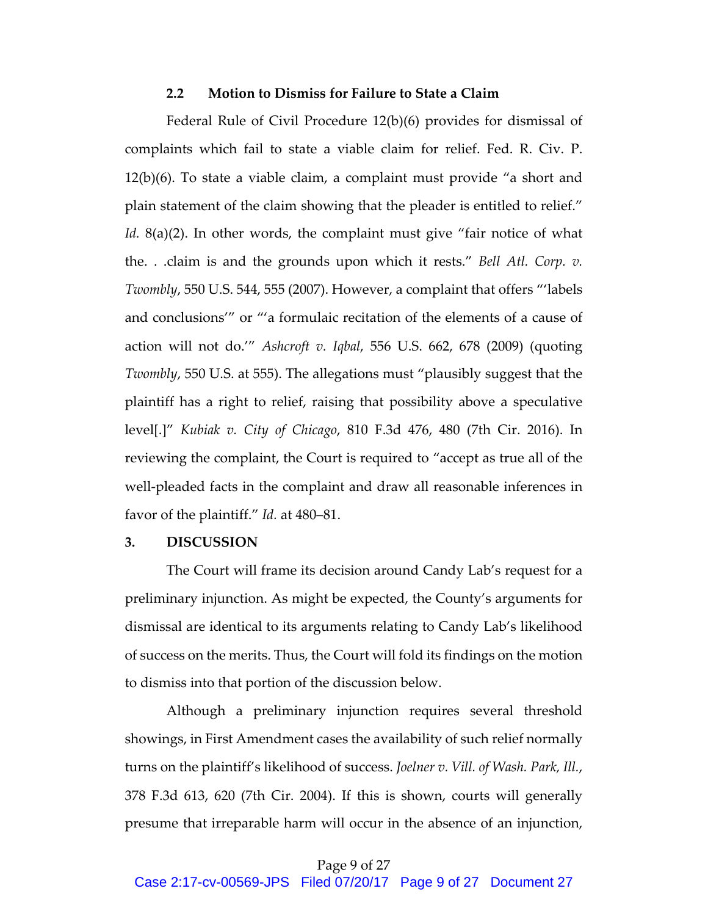### 2.2 Motion to Dismiss for Failure to State a Claim

Federal Rule of Civil Procedure 12(b)(6) provides for dismissal of complaints which fail to state a viable claim for relief. Fed. R. Civ. P. 12(b)(6). To state a viable claim, a complaint must provide "a short and plain statement of the claim showing that the pleader is entitled to relief." *Id.* 8(a)(2). In other words, the complaint must give "fair notice of what the. . .claim is and the grounds upon which it rests." *Bell Atl. Corp. v. Twombly*, 550 U.S. 544, 555 (2007). However, a complaint that offers "'labels and conclusions'" or "'a formulaic recitation of the elements of a cause of action will not do.'" *Ashcroft v. Iqbal*, 556 U.S. 662, 678 (2009) (quoting *Twombly*, 550 U.S. at 555). The allegations must "plausibly suggest that the plaintiff has a right to relief, raising that possibility above a speculative level[.]" *Kubiak v. City of Chicago*, 810 F.3d 476, 480 (7th Cir. 2016). In reviewing the complaint, the Court is required to "accept as true all of the well-pleaded facts in the complaint and draw all reasonable inferences in favor of the plaintiff." *Id.* at 480–81.

## 3. DISCUSSION

The Court will frame its decision around Candy Lab's request for a preliminary injunction. As might be expected, the County's arguments for dismissal are identical to its arguments relating to Candy Lab's likelihood of success on the merits. Thus, the Court will fold its findings on the motion to dismiss into that portion of the discussion below.

Although a preliminary injunction requires several threshold showings, in First Amendment cases the availability of such relief normally turns on the plaintiff's likelihood of success. *Joelner v. Vill. of Wash. Park, Ill.*, 378 F.3d 613, 620 (7th Cir. 2004). If this is shown, courts will generally presume that irreparable harm will occur in the absence of an injunction,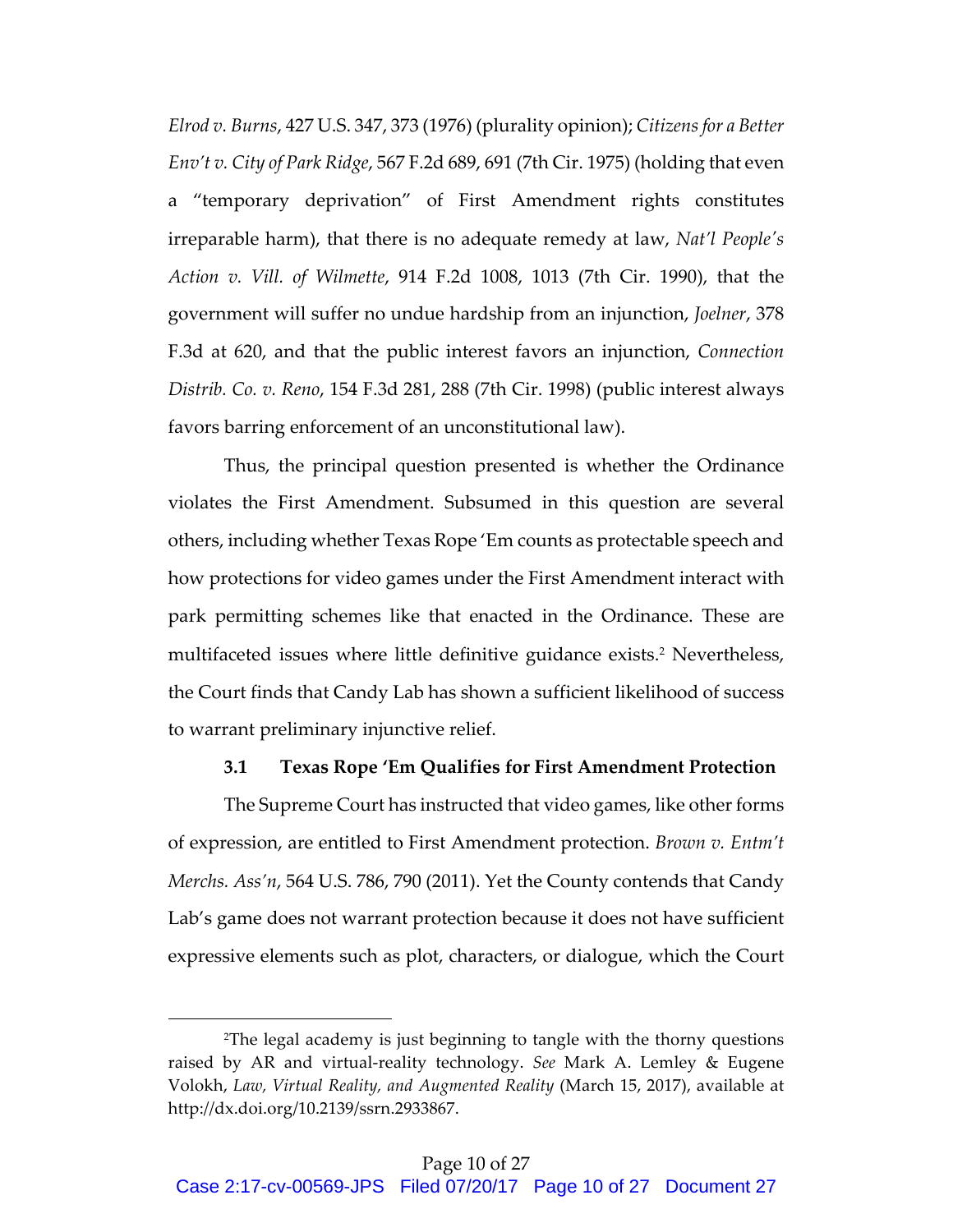*Elrod v. Burns*, 427 U.S. 347, 373 (1976) (plurality opinion); *Citizens for a Better Env't v. City of Park Ridge*, 567 F.2d 689, 691 (7th Cir. 1975) (holding that even a "temporary deprivation" of First Amendment rights constitutes irreparable harm), that there is no adequate remedy at law, *Nat'l People's Action v. Vill. of Wilmette*, 914 F.2d 1008, 1013 (7th Cir. 1990), that the government will suffer no undue hardship from an injunction, *Joelner*, 378 F.3d at 620, and that the public interest favors an injunction, *Connection Distrib. Co. v. Reno*, 154 F.3d 281, 288 (7th Cir. 1998) (public interest always favors barring enforcement of an unconstitutional law).

Thus, the principal question presented is whether the Ordinance violates the First Amendment. Subsumed in this question are several others, including whether Texas Rope 'Em counts as protectable speech and how protections for video games under the First Amendment interact with park permitting schemes like that enacted in the Ordinance. These are multifaceted issues where little definitive guidance exists.[2] Nevertheless, the Court finds that Candy Lab has shown a sufficient likelihood of success to warrant preliminary injunctive relief.

### 3.1 Texas Rope 'Em Qualifies for First Amendment Protection

The Supreme Court has instructed that video games, like other forms of expression, are entitled to First Amendment protection. *Brown v. Entm't Merchs. Ass'n*, 564 U.S. 786, 790 (2011). Yet the County contends that Candy Lab's game does not warrant protection because it does not have sufficient expressive elements such as plot, characters, or dialogue, which the Court

---

[2]The legal academy is just beginning to tangle with the thorny questions raised by AR and virtual-reality technology. *See* Mark A. Lemley & Eugene Volokh, *Law, Virtual Reality, and Augmented Reality* (March 15, 2017), available at http://dx.doi.org/10.2139/ssrn.2933867.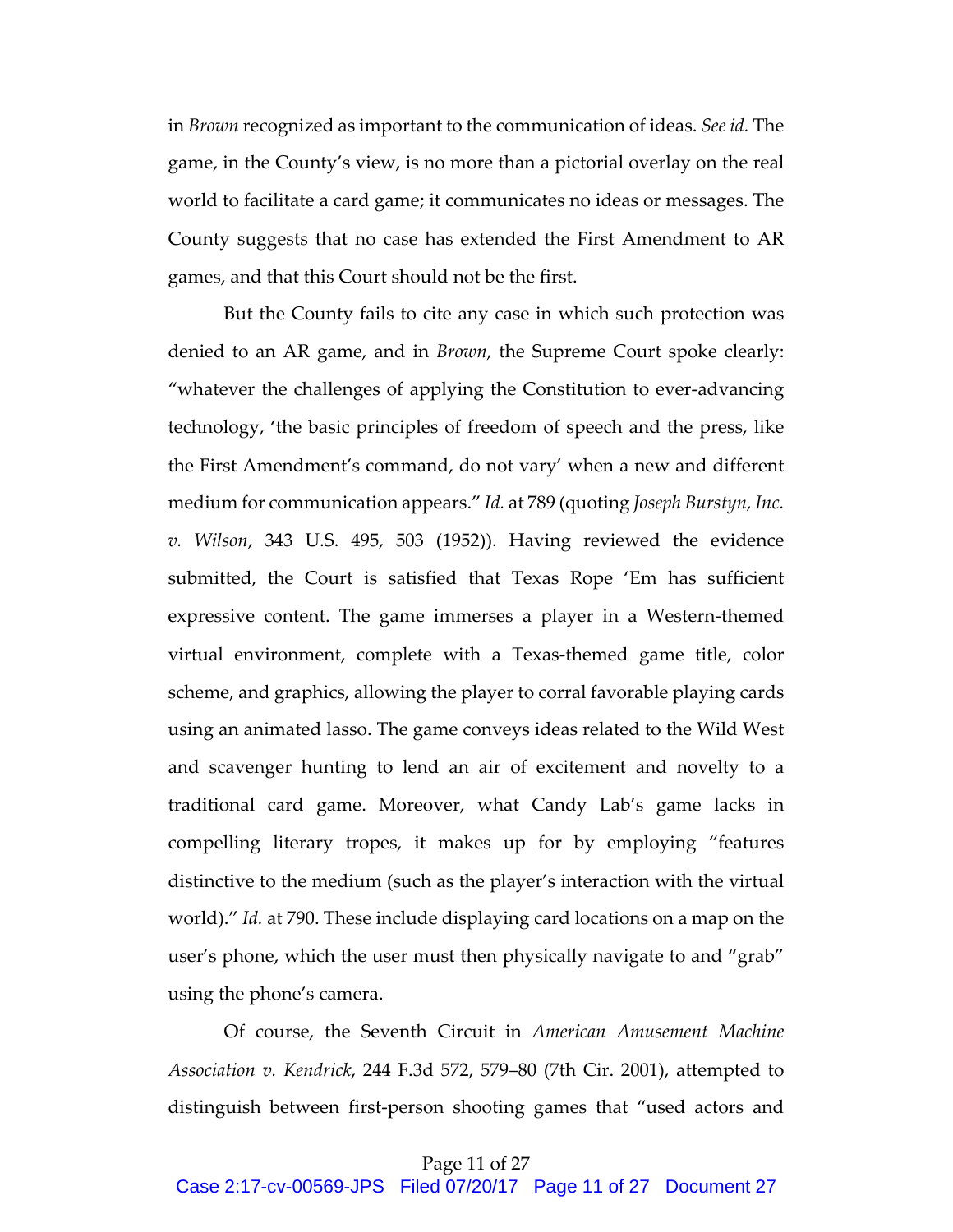in *Brown* recognized as important to the communication of ideas. *See id.* The game, in the County's view, is no more than a pictorial overlay on the real world to facilitate a card game; it communicates no ideas or messages. The County suggests that no case has extended the First Amendment to AR games, and that this Court should not be the first.

But the County fails to cite any case in which such protection was denied to an AR game, and in *Brown*, the Supreme Court spoke clearly: "whatever the challenges of applying the Constitution to ever-advancing technology, 'the basic principles of freedom of speech and the press, like the First Amendment's command, do not vary' when a new and different medium for communication appears." *Id.* at 789 (quoting *Joseph Burstyn, Inc. v. Wilson*, 343 U.S. 495, 503 (1952)). Having reviewed the evidence submitted, the Court is satisfied that Texas Rope 'Em has sufficient expressive content. The game immerses a player in a Western-themed virtual environment, complete with a Texas-themed game title, color scheme, and graphics, allowing the player to corral favorable playing cards using an animated lasso. The game conveys ideas related to the Wild West and scavenger hunting to lend an air of excitement and novelty to a traditional card game. Moreover, what Candy Lab's game lacks in compelling literary tropes, it makes up for by employing "features distinctive to the medium (such as the player's interaction with the virtual world)." *Id.* at 790. These include displaying card locations on a map on the user's phone, which the user must then physically navigate to and "grab" using the phone's camera.

Of course, the Seventh Circuit in *American Amusement Machine Association v. Kendrick*, 244 F.3d 572, 579–80 (7th Cir. 2001), attempted to distinguish between first-person shooting games that "used actors and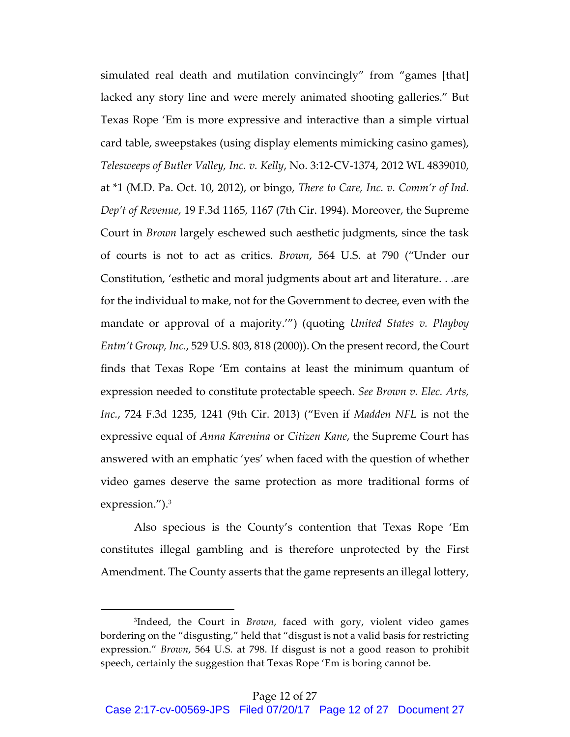simulated real death and mutilation convincingly" from "games [that] lacked any story line and were merely animated shooting galleries." But Texas Rope 'Em is more expressive and interactive than a simple virtual card table, sweepstakes (using display elements mimicking casino games), *Telesweeps of Butler Valley, Inc. v. Kelly*, No. 3:12-CV-1374, 2012 WL 4839010, at *1 (M.D. Pa. Oct. 10, 2012), or bingo, *There to Care, Inc. v. Comm'r of Ind. Dep't of Revenue*, 19 F.3d 1165, 1167 (7th Cir. 1994). Moreover, the Supreme Court in *Brown* largely eschewed such aesthetic judgments, since the task of courts is not to act as critics. *Brown*, 564 U.S. at 790 ("Under our Constitution, 'esthetic and moral judgments about art and literature. . .are for the individual to make, not for the Government to decree, even with the mandate or approval of a majority.'") (quoting *United States v. Playboy Entm't Group, Inc.*, 529 U.S. 803, 818 (2000)). On the present record, the Court finds that Texas Rope 'Em contains at least the minimum quantum of expression needed to constitute protectable speech. *See Brown v. Elec. Arts, Inc.*, 724 F.3d 1235, 1241 (9th Cir. 2013) ("Even if *Madden NFL* is not the expressive equal of *Anna Karenina* or *Citizen Kane*, the Supreme Court has answered with an emphatic 'yes' when faced with the question of whether video games deserve the same protection as more traditional forms of expression.").[3]

Also specious is the County's contention that Texas Rope 'Em constitutes illegal gambling and is therefore unprotected by the First Amendment. The County asserts that the game represents an illegal lottery,

[3]Indeed, the Court in *Brown*, faced with gory, violent video games bordering on the "disgusting," held that "disgust is not a valid basis for restricting expression." *Brown*, 564 U.S. at 798. If disgust is not a good reason to prohibit speech, certainly the suggestion that Texas Rope 'Em is boring cannot be.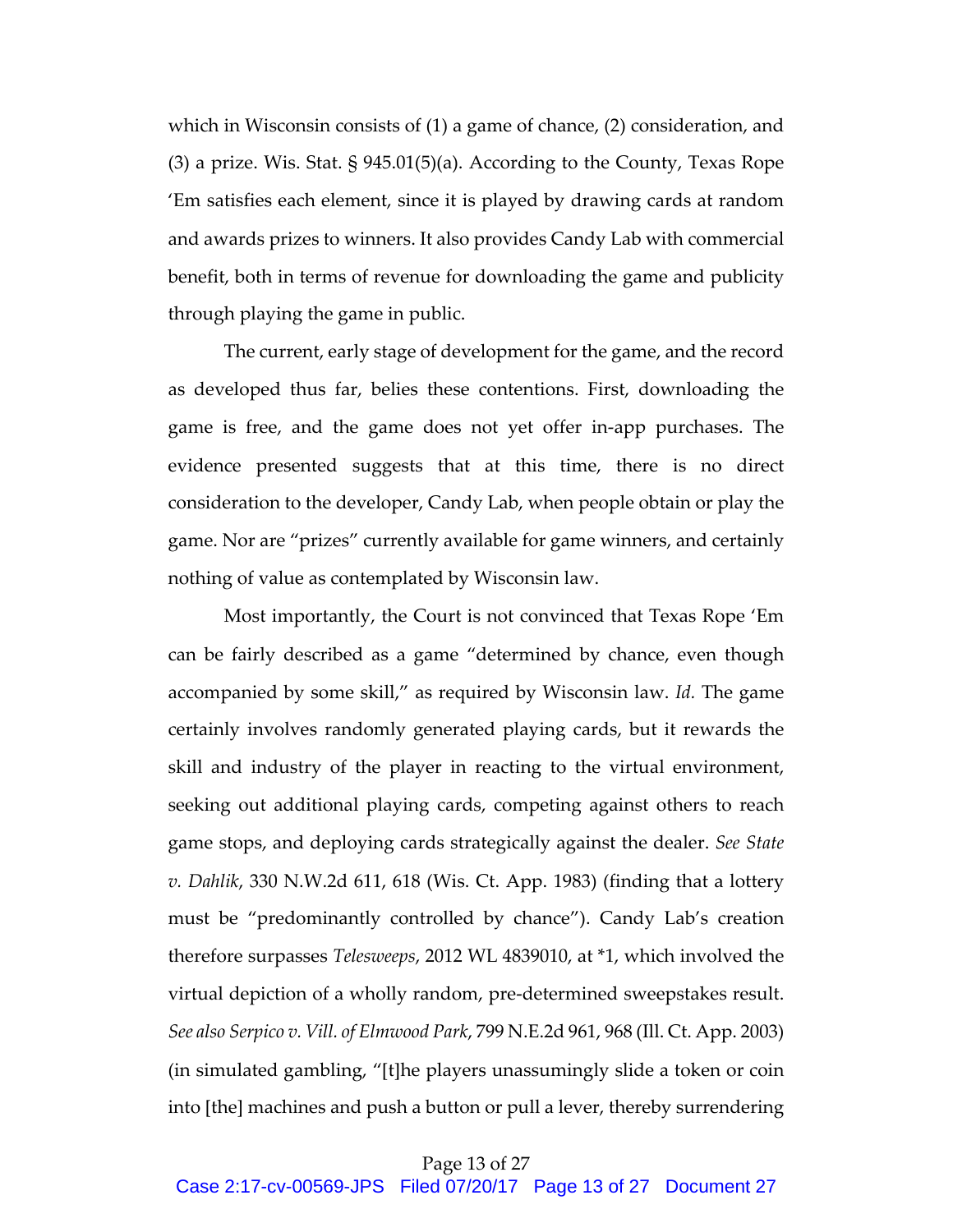which in Wisconsin consists of (1) a game of chance, (2) consideration, and (3) a prize. Wis. Stat. § 945.01(5)(a). According to the County, Texas Rope 'Em satisfies each element, since it is played by drawing cards at random and awards prizes to winners. It also provides Candy Lab with commercial benefit, both in terms of revenue for downloading the game and publicity through playing the game in public.

The current, early stage of development for the game, and the record as developed thus far, belies these contentions. First, downloading the game is free, and the game does not yet offer in-app purchases. The evidence presented suggests that at this time, there is no direct consideration to the developer, Candy Lab, when people obtain or play the game. Nor are "prizes" currently available for game winners, and certainly nothing of value as contemplated by Wisconsin law.

Most importantly, the Court is not convinced that Texas Rope 'Em can be fairly described as a game "determined by chance, even though accompanied by some skill," as required by Wisconsin law. *Id.* The game certainly involves randomly generated playing cards, but it rewards the skill and industry of the player in reacting to the virtual environment, seeking out additional playing cards, competing against others to reach game stops, and deploying cards strategically against the dealer. *See State v. Dahlik*, 330 N.W.2d 611, 618 (Wis. Ct. App. 1983) (finding that a lottery must be "predominantly controlled by chance"). Candy Lab's creation therefore surpasses *Telesweeps*, 2012 WL 4839010, at *1, which involved the virtual depiction of a wholly random, pre-determined sweepstakes result. *See also Serpico v. Vill. of Elmwood Park*, 799 N.E.2d 961, 968 (Ill. Ct. App. 2003) (in simulated gambling, "[t]he players unassumingly slide a token or coin into [the] machines and push a button or pull a lever, thereby surrendering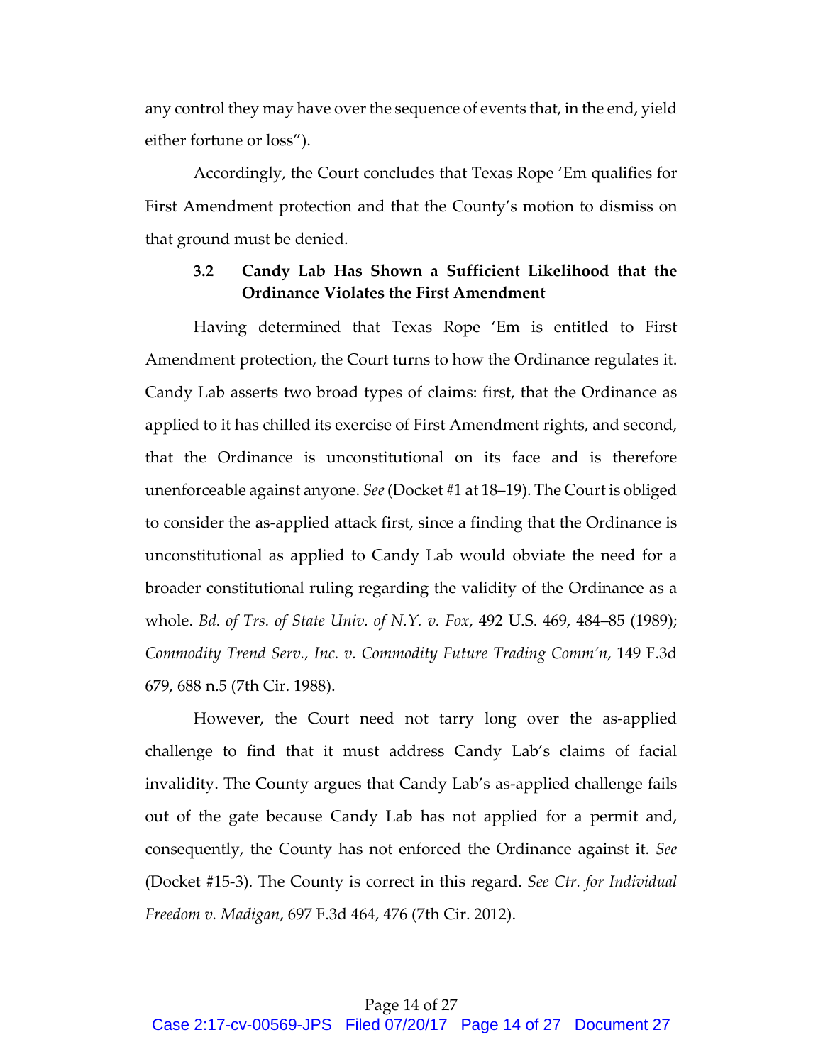any control they may have over the sequence of events that, in the end, yield either fortune or loss").

Accordingly, the Court concludes that Texas Rope 'Em qualifies for First Amendment protection and that the County's motion to dismiss on that ground must be denied.

### 3.2 Candy Lab Has Shown a Sufficient Likelihood that the Ordinance Violates the First Amendment

Having determined that Texas Rope 'Em is entitled to First Amendment protection, the Court turns to how the Ordinance regulates it. Candy Lab asserts two broad types of claims: first, that the Ordinance as applied to it has chilled its exercise of First Amendment rights, and second, that the Ordinance is unconstitutional on its face and is therefore unenforceable against anyone. *See* (Docket #1 at 18–19). The Court is obliged to consider the as-applied attack first, since a finding that the Ordinance is unconstitutional as applied to Candy Lab would obviate the need for a broader constitutional ruling regarding the validity of the Ordinance as a whole. *Bd. of Trs. of State Univ. of N.Y. v. Fox*, 492 U.S. 469, 484–85 (1989); *Commodity Trend Serv., Inc. v. Commodity Future Trading Comm'n*, 149 F.3d 679, 688 n.5 (7th Cir. 1988).

However, the Court need not tarry long over the as-applied challenge to find that it must address Candy Lab's claims of facial invalidity. The County argues that Candy Lab's as-applied challenge fails out of the gate because Candy Lab has not applied for a permit and, consequently, the County has not enforced the Ordinance against it. *See* (Docket #15-3). The County is correct in this regard. *See Ctr. for Individual Freedom v. Madigan*, 697 F.3d 464, 476 (7th Cir. 2012).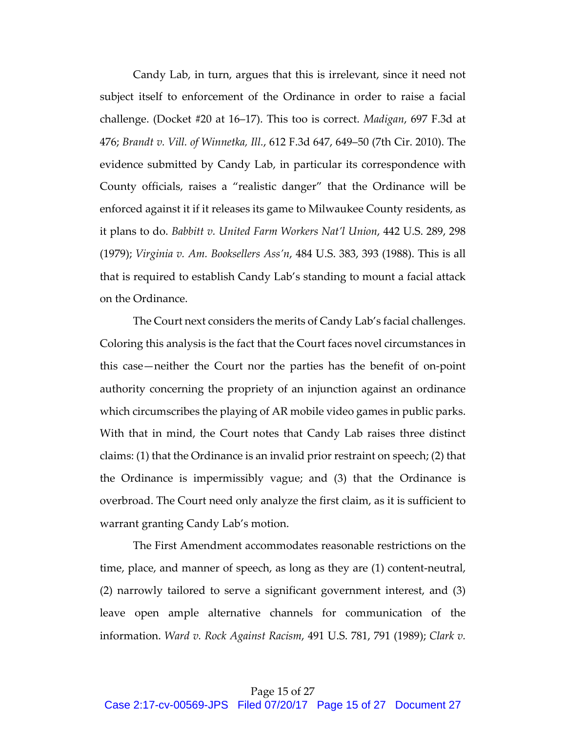Candy Lab, in turn, argues that this is irrelevant, since it need not subject itself to enforcement of the Ordinance in order to raise a facial challenge. (Docket #20 at 16–17). This too is correct. *Madigan*, 697 F.3d at 476; *Brandt v. Vill. of Winnetka, Ill.*, 612 F.3d 647, 649–50 (7th Cir. 2010). The evidence submitted by Candy Lab, in particular its correspondence with County officials, raises a "realistic danger" that the Ordinance will be enforced against it if it releases its game to Milwaukee County residents, as it plans to do. *Babbitt v. United Farm Workers Nat'l Union*, 442 U.S. 289, 298 (1979); *Virginia v. Am. Booksellers Ass'n*, 484 U.S. 383, 393 (1988). This is all that is required to establish Candy Lab's standing to mount a facial attack on the Ordinance.

The Court next considers the merits of Candy Lab's facial challenges. Coloring this analysis is the fact that the Court faces novel circumstances in this case—neither the Court nor the parties has the benefit of on-point authority concerning the propriety of an injunction against an ordinance which circumscribes the playing of AR mobile video games in public parks. With that in mind, the Court notes that Candy Lab raises three distinct claims: (1) that the Ordinance is an invalid prior restraint on speech; (2) that the Ordinance is impermissibly vague; and (3) that the Ordinance is overbroad. The Court need only analyze the first claim, as it is sufficient to warrant granting Candy Lab's motion.

The First Amendment accommodates reasonable restrictions on the time, place, and manner of speech, as long as they are (1) content-neutral, (2) narrowly tailored to serve a significant government interest, and (3) leave open ample alternative channels for communication of the information. *Ward v. Rock Against Racism*, 491 U.S. 781, 791 (1989); *Clark v.*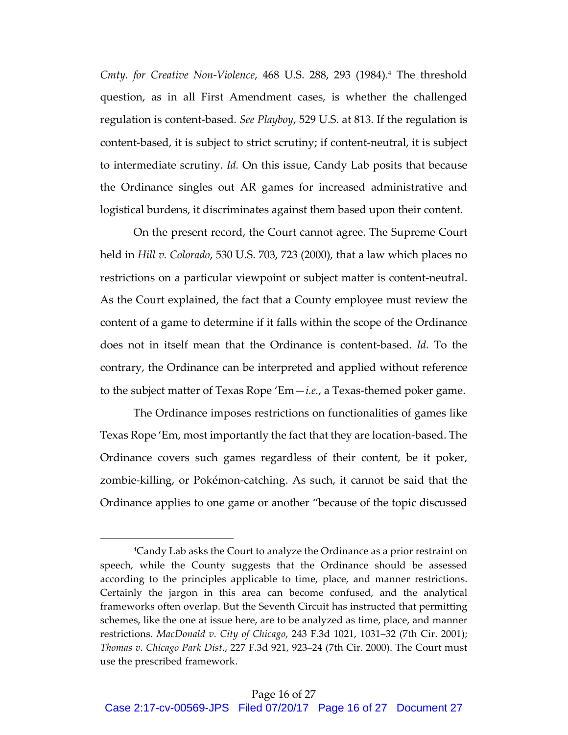*Cmty. for Creative Non-Violence*, 468 U.S. 288, 293 (1984).[4] The threshold question, as in all First Amendment cases, is whether the challenged regulation is content-based. *See Playboy*, 529 U.S. at 813. If the regulation is content-based, it is subject to strict scrutiny; if content-neutral, it is subject to intermediate scrutiny. *Id.* On this issue, Candy Lab posits that because the Ordinance singles out AR games for increased administrative and logistical burdens, it discriminates against them based upon their content.

On the present record, the Court cannot agree. The Supreme Court held in *Hill v. Colorado*, 530 U.S. 703, 723 (2000), that a law which places no restrictions on a particular viewpoint or subject matter is content-neutral. As the Court explained, the fact that a County employee must review the content of a game to determine if it falls within the scope of the Ordinance does not in itself mean that the Ordinance is content-based. *Id.* To the contrary, the Ordinance can be interpreted and applied without reference to the subject matter of Texas Rope 'Em—*i.e.*, a Texas-themed poker game.

The Ordinance imposes restrictions on functionalities of games like Texas Rope 'Em, most importantly the fact that they are location-based. The Ordinance covers such games regardless of their content, be it poker, zombie-killing, or Pokémon-catching. As such, it cannot be said that the Ordinance applies to one game or another "because of the topic discussed

---

[4]Candy Lab asks the Court to analyze the Ordinance as a prior restraint on speech, while the County suggests that the Ordinance should be assessed according to the principles applicable to time, place, and manner restrictions. Certainly the jargon in this area can become confused, and the analytical frameworks often overlap. But the Seventh Circuit has instructed that permitting schemes, like the one at issue here, are to be analyzed as time, place, and manner restrictions. *MacDonald v. City of Chicago*, 243 F.3d 1021, 1031–32 (7th Cir. 2001); *Thomas v. Chicago Park Dist.*, 227 F.3d 921, 923–24 (7th Cir. 2000). The Court must use the prescribed framework.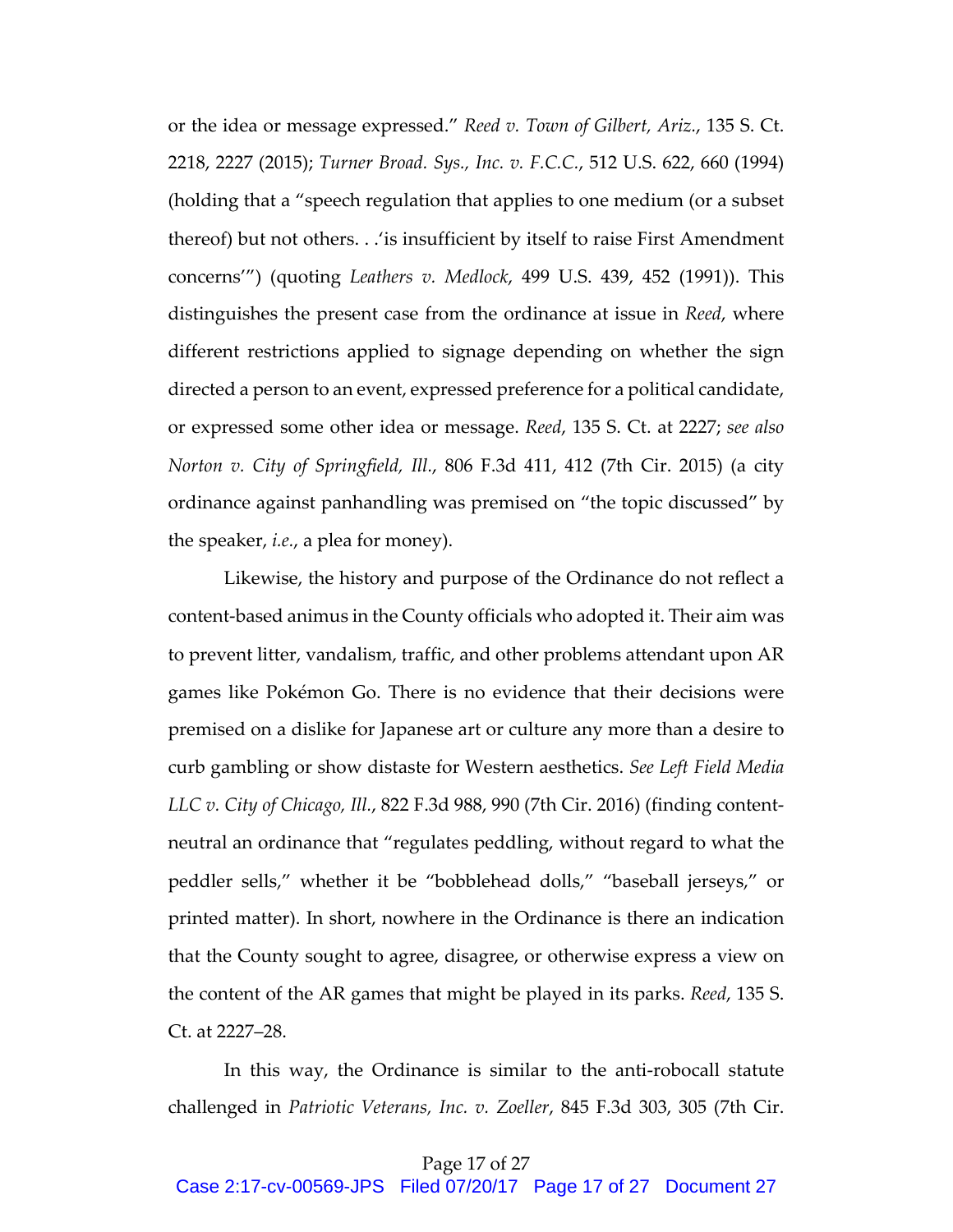or the idea or message expressed." *Reed v. Town of Gilbert, Ariz.*, 135 S. Ct. 2218, 2227 (2015); *Turner Broad. Sys., Inc. v. F.C.C.*, 512 U.S. 622, 660 (1994) (holding that a "speech regulation that applies to one medium (or a subset thereof) but not others. . .'is insufficient by itself to raise First Amendment concerns'") (quoting *Leathers v. Medlock*, 499 U.S. 439, 452 (1991)). This distinguishes the present case from the ordinance at issue in *Reed*, where different restrictions applied to signage depending on whether the sign directed a person to an event, expressed preference for a political candidate, or expressed some other idea or message. *Reed*, 135 S. Ct. at 2227; *see also Norton v. City of Springfield, Ill.*, 806 F.3d 411, 412 (7th Cir. 2015) (a city ordinance against panhandling was premised on "the topic discussed" by the speaker, *i.e.*, a plea for money).

Likewise, the history and purpose of the Ordinance do not reflect a content-based animus in the County officials who adopted it. Their aim was to prevent litter, vandalism, traffic, and other problems attendant upon AR games like Pokémon Go. There is no evidence that their decisions were premised on a dislike for Japanese art or culture any more than a desire to curb gambling or show distaste for Western aesthetics. *See Left Field Media LLC v. City of Chicago, Ill.*, 822 F.3d 988, 990 (7th Cir. 2016) (finding content-neutral an ordinance that "regulates peddling, without regard to what the peddler sells," whether it be "bobblehead dolls," "baseball jerseys," or printed matter). In short, nowhere in the Ordinance is there an indication that the County sought to agree, disagree, or otherwise express a view on the content of the AR games that might be played in its parks. *Reed*, 135 S. Ct. at 2227–28.

In this way, the Ordinance is similar to the anti-robocall statute challenged in *Patriotic Veterans, Inc. v. Zoeller*, 845 F.3d 303, 305 (7th Cir.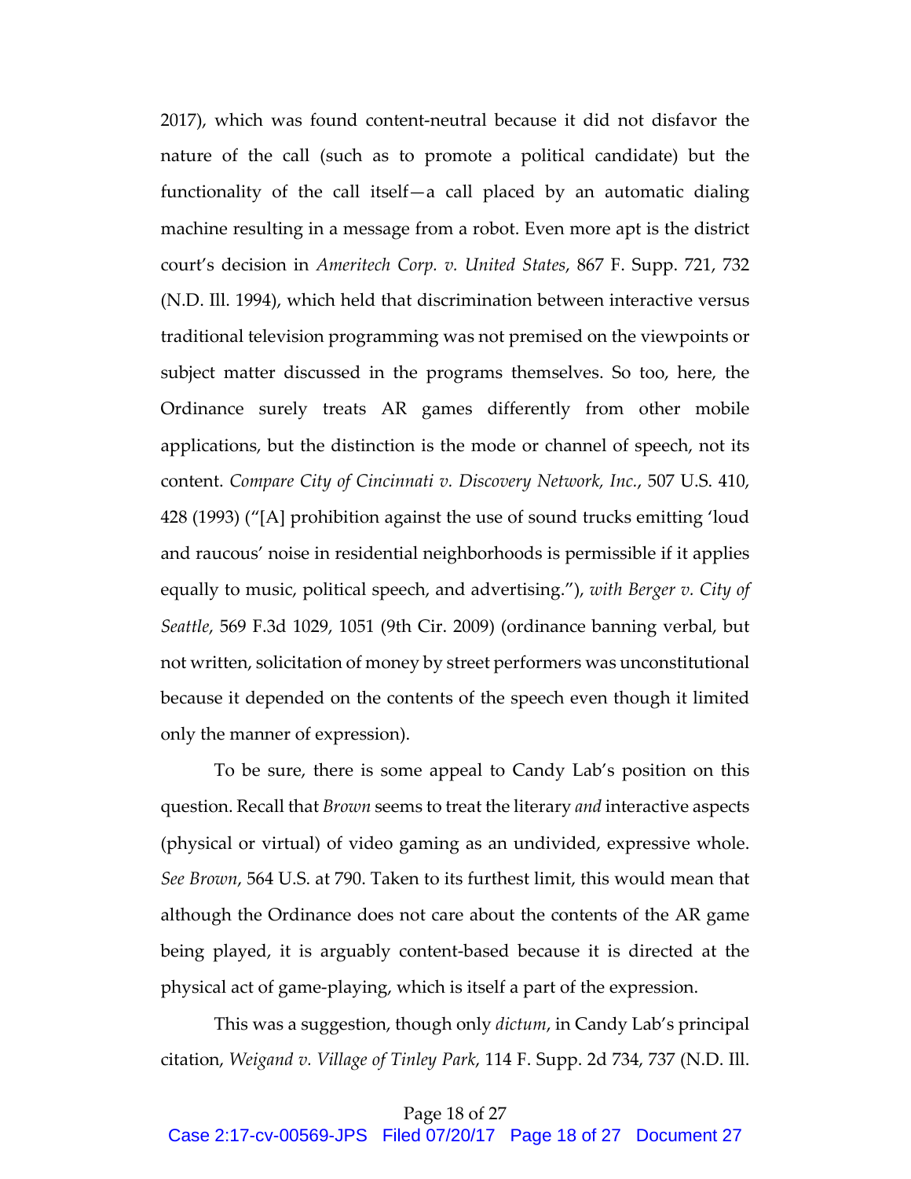2017), which was found content-neutral because it did not disfavor the nature of the call (such as to promote a political candidate) but the functionality of the call itself—a call placed by an automatic dialing machine resulting in a message from a robot. Even more apt is the district court's decision in *Ameritech Corp. v. United States*, 867 F. Supp. 721, 732 (N.D. Ill. 1994), which held that discrimination between interactive versus traditional television programming was not premised on the viewpoints or subject matter discussed in the programs themselves. So too, here, the Ordinance surely treats AR games differently from other mobile applications, but the distinction is the mode or channel of speech, not its content. *Compare City of Cincinnati v. Discovery Network, Inc.*, 507 U.S. 410, 428 (1993) ("[A] prohibition against the use of sound trucks emitting 'loud and raucous' noise in residential neighborhoods is permissible if it applies equally to music, political speech, and advertising."), *with Berger v. City of Seattle*, 569 F.3d 1029, 1051 (9th Cir. 2009) (ordinance banning verbal, but not written, solicitation of money by street performers was unconstitutional because it depended on the contents of the speech even though it limited only the manner of expression).

To be sure, there is some appeal to Candy Lab's position on this question. Recall that *Brown* seems to treat the literary *and* interactive aspects (physical or virtual) of video gaming as an undivided, expressive whole. *See Brown*, 564 U.S. at 790. Taken to its furthest limit, this would mean that although the Ordinance does not care about the contents of the AR game being played, it is arguably content-based because it is directed at the physical act of game-playing, which is itself a part of the expression.

This was a suggestion, though only *dictum*, in Candy Lab's principal citation, *Weigand v. Village of Tinley Park*, 114 F. Supp. 2d 734, 737 (N.D. Ill.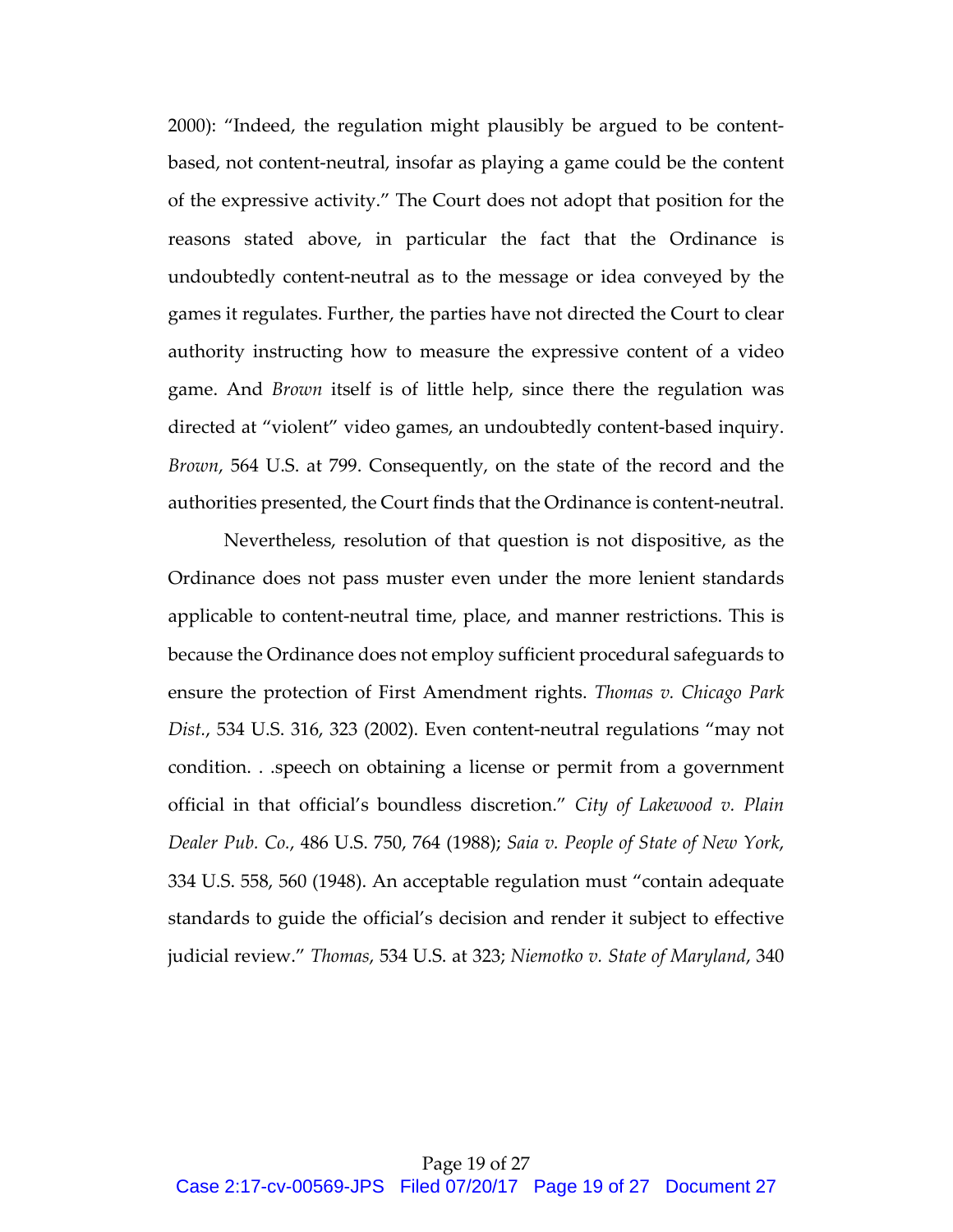2000): "Indeed, the regulation might plausibly be argued to be content-based, not content-neutral, insofar as playing a game could be the content of the expressive activity." The Court does not adopt that position for the reasons stated above, in particular the fact that the Ordinance is undoubtedly content-neutral as to the message or idea conveyed by the games it regulates. Further, the parties have not directed the Court to clear authority instructing how to measure the expressive content of a video game. And *Brown* itself is of little help, since there the regulation was directed at "violent" video games, an undoubtedly content-based inquiry. *Brown*, 564 U.S. at 799. Consequently, on the state of the record and the authorities presented, the Court finds that the Ordinance is content-neutral.

Nevertheless, resolution of that question is not dispositive, as the Ordinance does not pass muster even under the more lenient standards applicable to content-neutral time, place, and manner restrictions. This is because the Ordinance does not employ sufficient procedural safeguards to ensure the protection of First Amendment rights. *Thomas v. Chicago Park Dist.*, 534 U.S. 316, 323 (2002). Even content-neutral regulations "may not condition. . .speech on obtaining a license or permit from a government official in that official's boundless discretion." *City of Lakewood v. Plain Dealer Pub. Co.*, 486 U.S. 750, 764 (1988); *Saia v. People of State of New York*, 334 U.S. 558, 560 (1948). An acceptable regulation must "contain adequate standards to guide the official's decision and render it subject to effective judicial review." *Thomas*, 534 U.S. at 323; *Niemotko v. State of Maryland*, 340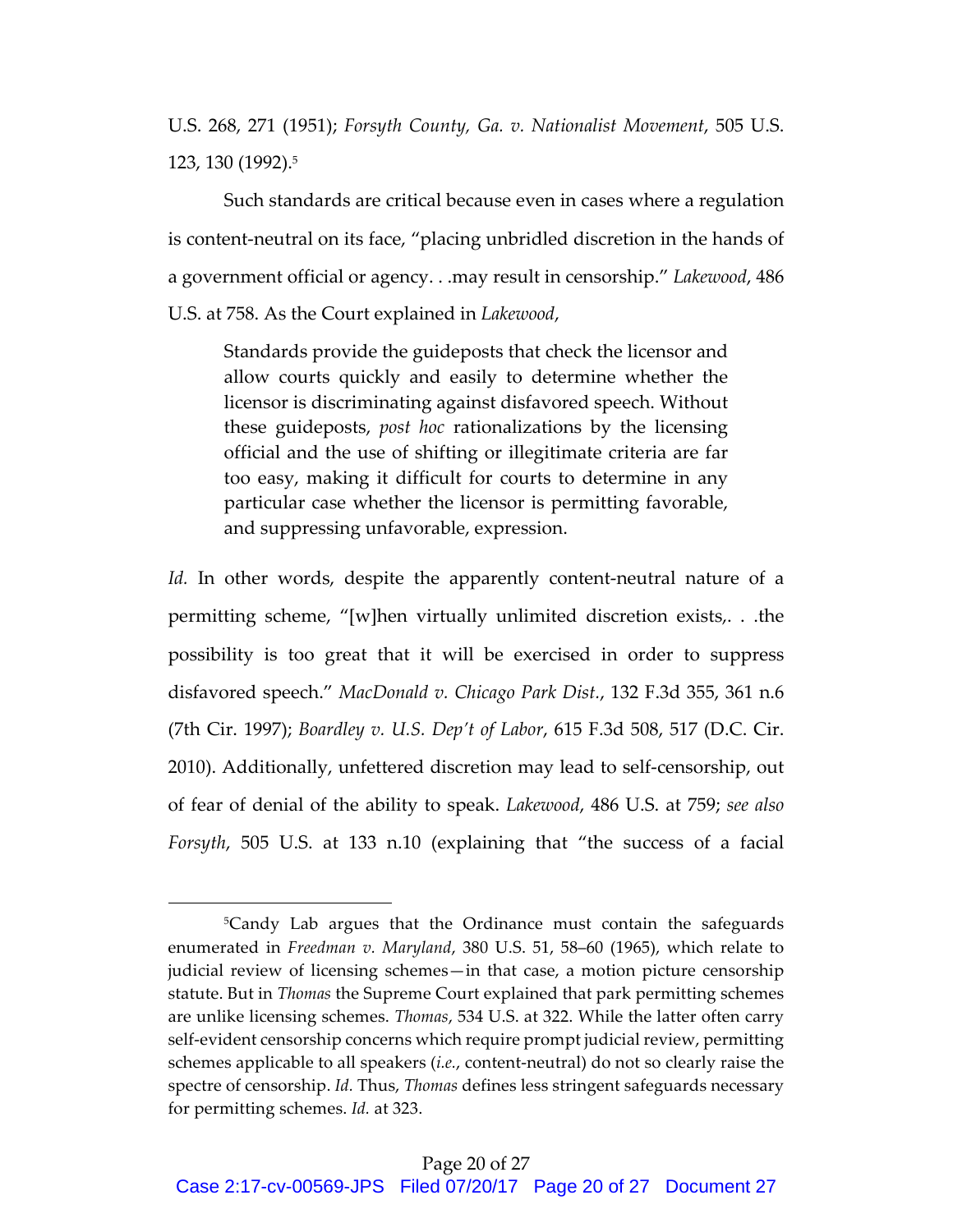U.S. 268, 271 (1951); *Forsyth County, Ga. v. Nationalist Movement*, 505 U.S. 123, 130 (1992).[5]

Such standards are critical because even in cases where a regulation is content-neutral on its face, "placing unbridled discretion in the hands of a government official or agency. . .may result in censorship." *Lakewood*, 486 U.S. at 758. As the Court explained in *Lakewood*,

> Standards provide the guideposts that check the licensor and allow courts quickly and easily to determine whether the licensor is discriminating against disfavored speech. Without these guideposts, *post hoc* rationalizations by the licensing official and the use of shifting or illegitimate criteria are far too easy, making it difficult for courts to determine in any particular case whether the licensor is permitting favorable, and suppressing unfavorable, expression.

*Id.* In other words, despite the apparently content-neutral nature of a permitting scheme, "[w]hen virtually unlimited discretion exists,. . .the possibility is too great that it will be exercised in order to suppress disfavored speech." *MacDonald v. Chicago Park Dist.*, 132 F.3d 355, 361 n.6 (7th Cir. 1997); *Boardley v. U.S. Dep't of Labor*, 615 F.3d 508, 517 (D.C. Cir. 2010). Additionally, unfettered discretion may lead to self-censorship, out of fear of denial of the ability to speak. *Lakewood*, 486 U.S. at 759; *see also Forsyth*, 505 U.S. at 133 n.10 (explaining that "the success of a facial

---

[5] Candy Lab argues that the Ordinance must contain the safeguards enumerated in *Freedman v. Maryland*, 380 U.S. 51, 58–60 (1965), which relate to judicial review of licensing schemes—in that case, a motion picture censorship statute. But in *Thomas* the Supreme Court explained that park permitting schemes are unlike licensing schemes. *Thomas*, 534 U.S. at 322. While the latter often carry self-evident censorship concerns which require prompt judicial review, permitting schemes applicable to all speakers (*i.e.*, content-neutral) do not so clearly raise the spectre of censorship. *Id.* Thus, *Thomas* defines less stringent safeguards necessary for permitting schemes. *Id.* at 323.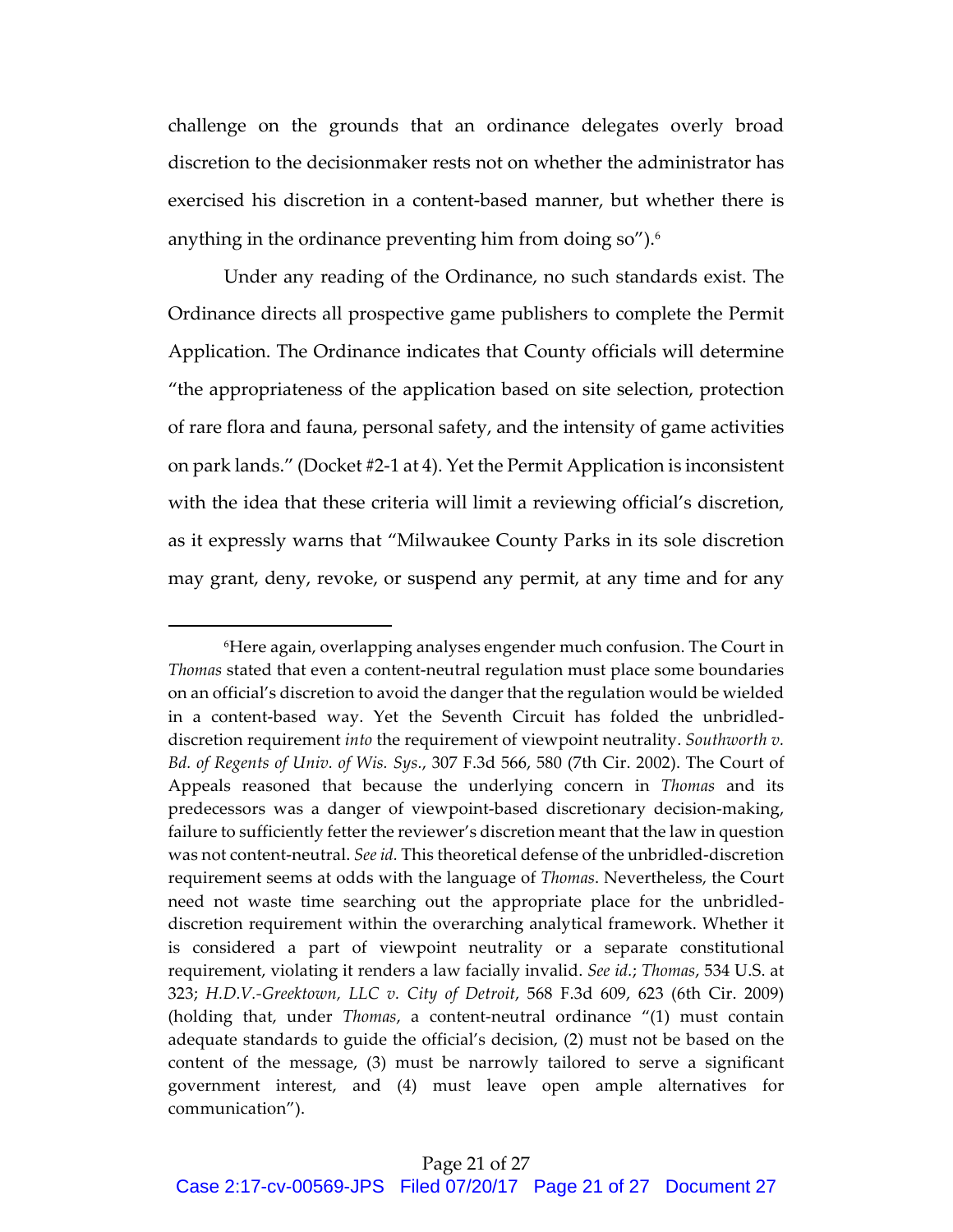challenge on the grounds that an ordinance delegates overly broad discretion to the decisionmaker rests not on whether the administrator has exercised his discretion in a content-based manner, but whether there is anything in the ordinance preventing him from doing so").[6]

Under any reading of the Ordinance, no such standards exist. The Ordinance directs all prospective game publishers to complete the Permit Application. The Ordinance indicates that County officials will determine "the appropriateness of the application based on site selection, protection of rare flora and fauna, personal safety, and the intensity of game activities on park lands." (Docket #2-1 at 4). Yet the Permit Application is inconsistent with the idea that these criteria will limit a reviewing official's discretion, as it expressly warns that "Milwaukee County Parks in its sole discretion may grant, deny, revoke, or suspend any permit, at any time and for any

---

[6]Here again, overlapping analyses engender much confusion. The Court in *Thomas* stated that even a content-neutral regulation must place some boundaries on an official's discretion to avoid the danger that the regulation would be wielded in a content-based way. Yet the Seventh Circuit has folded the unbridled-discretion requirement *into* the requirement of viewpoint neutrality. *Southworth v. Bd. of Regents of Univ. of Wis. Sys.*, 307 F.3d 566, 580 (7th Cir. 2002). The Court of Appeals reasoned that because the underlying concern in *Thomas* and its predecessors was a danger of viewpoint-based discretionary decision-making, failure to sufficiently fetter the reviewer's discretion meant that the law in question was not content-neutral. *See id.* This theoretical defense of the unbridled-discretion requirement seems at odds with the language of *Thomas*. Nevertheless, the Court need not waste time searching out the appropriate place for the unbridled-discretion requirement within the overarching analytical framework. Whether it is considered a part of viewpoint neutrality or a separate constitutional requirement, violating it renders a law facially invalid. *See id.*; *Thomas*, 534 U.S. at 323; *H.D.V.-Greektown, LLC v. City of Detroit*, 568 F.3d 609, 623 (6th Cir. 2009) (holding that, under *Thomas*, a content-neutral ordinance "(1) must contain adequate standards to guide the official's decision, (2) must not be based on the content of the message, (3) must be narrowly tailored to serve a significant government interest, and (4) must leave open ample alternatives for communication").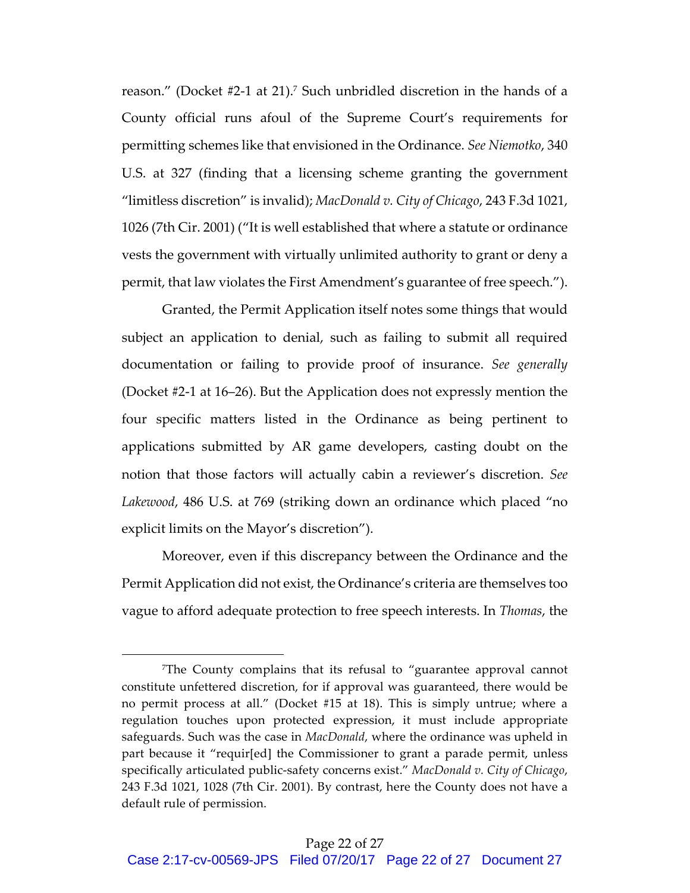reason." (Docket #2-1 at 21).[7] Such unbridled discretion in the hands of a County official runs afoul of the Supreme Court's requirements for permitting schemes like that envisioned in the Ordinance. *See Niemotko*, 340 U.S. at 327 (finding that a licensing scheme granting the government "limitless discretion" is invalid); *MacDonald v. City of Chicago*, 243 F.3d 1021, 1026 (7th Cir. 2001) ("It is well established that where a statute or ordinance vests the government with virtually unlimited authority to grant or deny a permit, that law violates the First Amendment's guarantee of free speech.").

Granted, the Permit Application itself notes some things that would subject an application to denial, such as failing to submit all required documentation or failing to provide proof of insurance. *See generally* (Docket #2-1 at 16–26). But the Application does not expressly mention the four specific matters listed in the Ordinance as being pertinent to applications submitted by AR game developers, casting doubt on the notion that those factors will actually cabin a reviewer's discretion. *See Lakewood*, 486 U.S. at 769 (striking down an ordinance which placed "no explicit limits on the Mayor's discretion").

Moreover, even if this discrepancy between the Ordinance and the Permit Application did not exist, the Ordinance's criteria are themselves too vague to afford adequate protection to free speech interests. In *Thomas*, the

---

[7]The County complains that its refusal to "guarantee approval cannot constitute unfettered discretion, for if approval was guaranteed, there would be no permit process at all." (Docket #15 at 18). This is simply untrue; where a regulation touches upon protected expression, it must include appropriate safeguards. Such was the case in *MacDonald*, where the ordinance was upheld in part because it "requir[ed] the Commissioner to grant a parade permit, unless specifically articulated public-safety concerns exist." *MacDonald v. City of Chicago*, 243 F.3d 1021, 1028 (7th Cir. 2001). By contrast, here the County does not have a default rule of permission.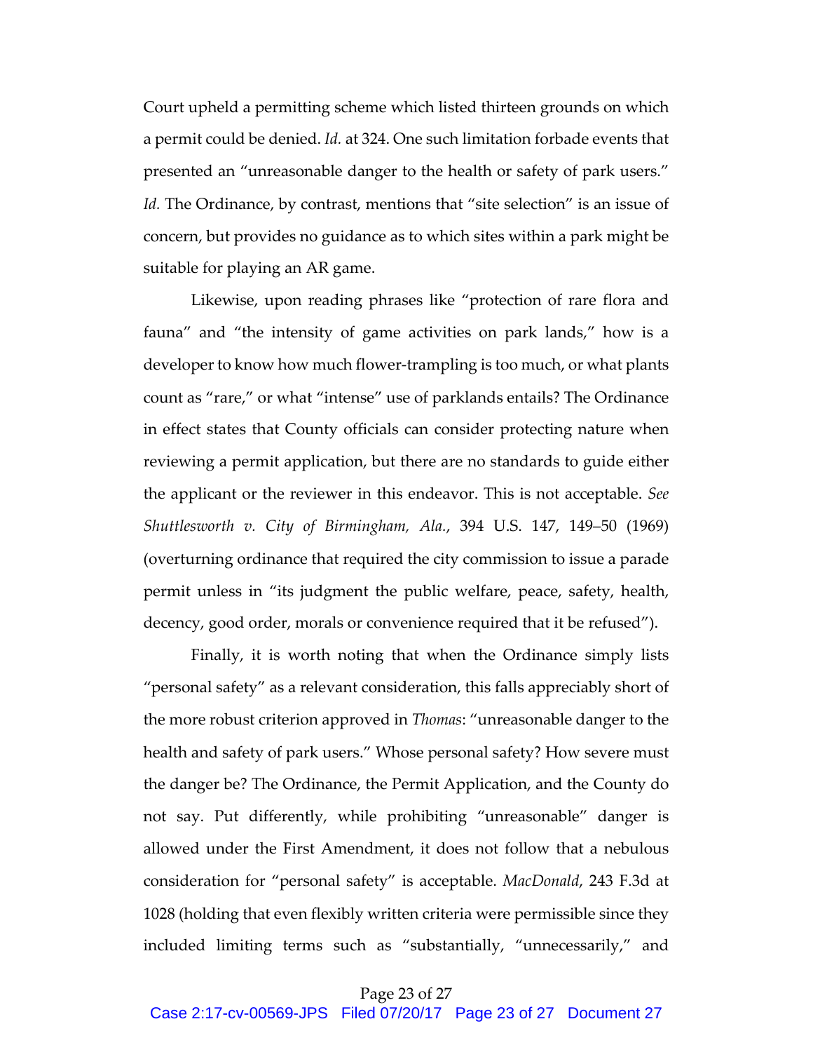Court upheld a permitting scheme which listed thirteen grounds on which a permit could be denied. *Id.* at 324. One such limitation forbade events that presented an "unreasonable danger to the health or safety of park users." *Id.* The Ordinance, by contrast, mentions that "site selection" is an issue of concern, but provides no guidance as to which sites within a park might be suitable for playing an AR game.

Likewise, upon reading phrases like "protection of rare flora and fauna" and "the intensity of game activities on park lands," how is a developer to know how much flower-trampling is too much, or what plants count as "rare," or what "intense" use of parklands entails? The Ordinance in effect states that County officials can consider protecting nature when reviewing a permit application, but there are no standards to guide either the applicant or the reviewer in this endeavor. This is not acceptable. *See Shuttlesworth v. City of Birmingham, Ala.*, 394 U.S. 147, 149–50 (1969) (overturning ordinance that required the city commission to issue a parade permit unless in "its judgment the public welfare, peace, safety, health, decency, good order, morals or convenience required that it be refused").

Finally, it is worth noting that when the Ordinance simply lists "personal safety" as a relevant consideration, this falls appreciably short of the more robust criterion approved in *Thomas*: "unreasonable danger to the health and safety of park users." Whose personal safety? How severe must the danger be? The Ordinance, the Permit Application, and the County do not say. Put differently, while prohibiting "unreasonable" danger is allowed under the First Amendment, it does not follow that a nebulous consideration for "personal safety" is acceptable. *MacDonald*, 243 F.3d at 1028 (holding that even flexibly written criteria were permissible since they included limiting terms such as "substantially, "unnecessarily," and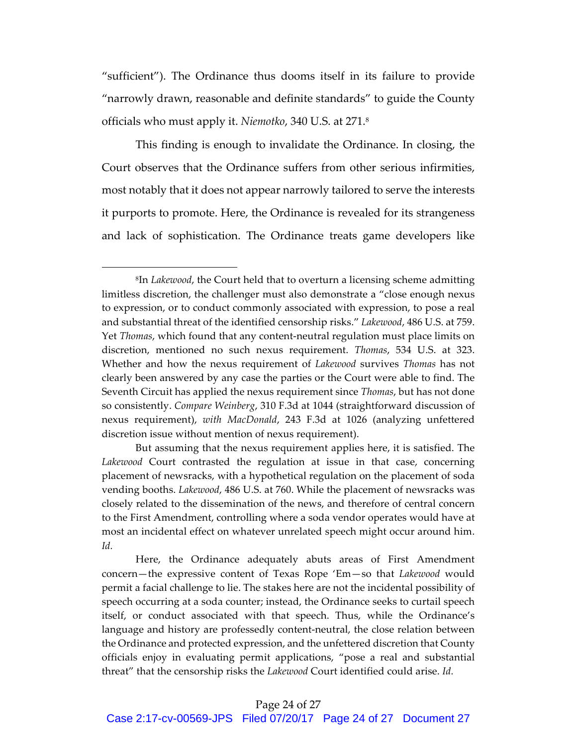"sufficient"). The Ordinance thus dooms itself in its failure to provide "narrowly drawn, reasonable and definite standards" to guide the County officials who must apply it. *Niemotko*, 340 U.S. at 271.[8]

This finding is enough to invalidate the Ordinance. In closing, the Court observes that the Ordinance suffers from other serious infirmities, most notably that it does not appear narrowly tailored to serve the interests it purports to promote. Here, the Ordinance is revealed for its strangeness and lack of sophistication. The Ordinance treats game developers like

---

[8]In *Lakewood*, the Court held that to overturn a licensing scheme admitting limitless discretion, the challenger must also demonstrate a "close enough nexus to expression, or to conduct commonly associated with expression, to pose a real and substantial threat of the identified censorship risks." *Lakewood*, 486 U.S. at 759. Yet *Thomas*, which found that any content-neutral regulation must place limits on discretion, mentioned no such nexus requirement. *Thomas*, 534 U.S. at 323. Whether and how the nexus requirement of *Lakewood* survives *Thomas* has not clearly been answered by any case the parties or the Court were able to find. The Seventh Circuit has applied the nexus requirement since *Thomas*, but has not done so consistently. *Compare Weinberg*, 310 F.3d at 1044 (straightforward discussion of nexus requirement), *with MacDonald*, 243 F.3d at 1026 (analyzing unfettered discretion issue without mention of nexus requirement).

But assuming that the nexus requirement applies here, it is satisfied. The *Lakewood* Court contrasted the regulation at issue in that case, concerning placement of newsracks, with a hypothetical regulation on the placement of soda vending booths. *Lakewood*, 486 U.S. at 760. While the placement of newsracks was closely related to the dissemination of the news, and therefore of central concern to the First Amendment, controlling where a soda vendor operates would have at most an incidental effect on whatever unrelated speech might occur around him. *Id.*

Here, the Ordinance adequately abuts areas of First Amendment concern—the expressive content of Texas Rope 'Em—so that *Lakewood* would permit a facial challenge to lie. The stakes here are not the incidental possibility of speech occurring at a soda counter; instead, the Ordinance seeks to curtail speech itself, or conduct associated with that speech. Thus, while the Ordinance's language and history are professedly content-neutral, the close relation between the Ordinance and protected expression, and the unfettered discretion that County officials enjoy in evaluating permit applications, "pose a real and substantial threat" that the censorship risks the *Lakewood* Court identified could arise. *Id.*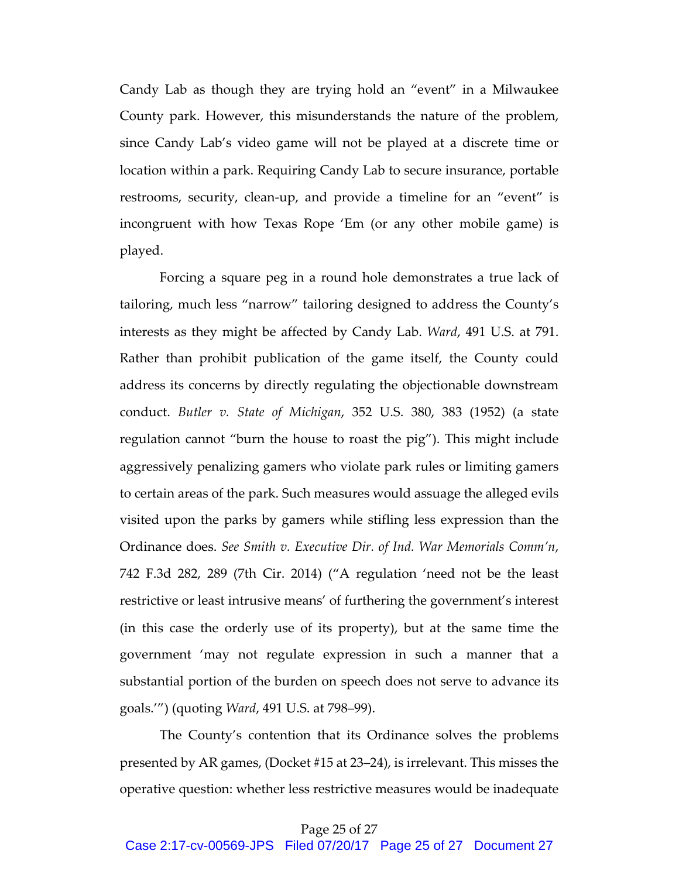Candy Lab as though they are trying hold an "event" in a Milwaukee County park. However, this misunderstands the nature of the problem, since Candy Lab's video game will not be played at a discrete time or location within a park. Requiring Candy Lab to secure insurance, portable restrooms, security, clean-up, and provide a timeline for an "event" is incongruent with how Texas Rope 'Em (or any other mobile game) is played.

Forcing a square peg in a round hole demonstrates a true lack of tailoring, much less "narrow" tailoring designed to address the County's interests as they might be affected by Candy Lab. *Ward*, 491 U.S. at 791. Rather than prohibit publication of the game itself, the County could address its concerns by directly regulating the objectionable downstream conduct. *Butler v. State of Michigan*, 352 U.S. 380, 383 (1952) (a state regulation cannot "burn the house to roast the pig"). This might include aggressively penalizing gamers who violate park rules or limiting gamers to certain areas of the park. Such measures would assuage the alleged evils visited upon the parks by gamers while stifling less expression than the Ordinance does. *See Smith v. Executive Dir. of Ind. War Memorials Comm'n*, 742 F.3d 282, 289 (7th Cir. 2014) ("A regulation 'need not be the least restrictive or least intrusive means' of furthering the government's interest (in this case the orderly use of its property), but at the same time the government 'may not regulate expression in such a manner that a substantial portion of the burden on speech does not serve to advance its goals.'") (quoting *Ward*, 491 U.S. at 798–99).

The County's contention that its Ordinance solves the problems presented by AR games, (Docket #15 at 23–24), is irrelevant. This misses the operative question: whether less restrictive measures would be inadequate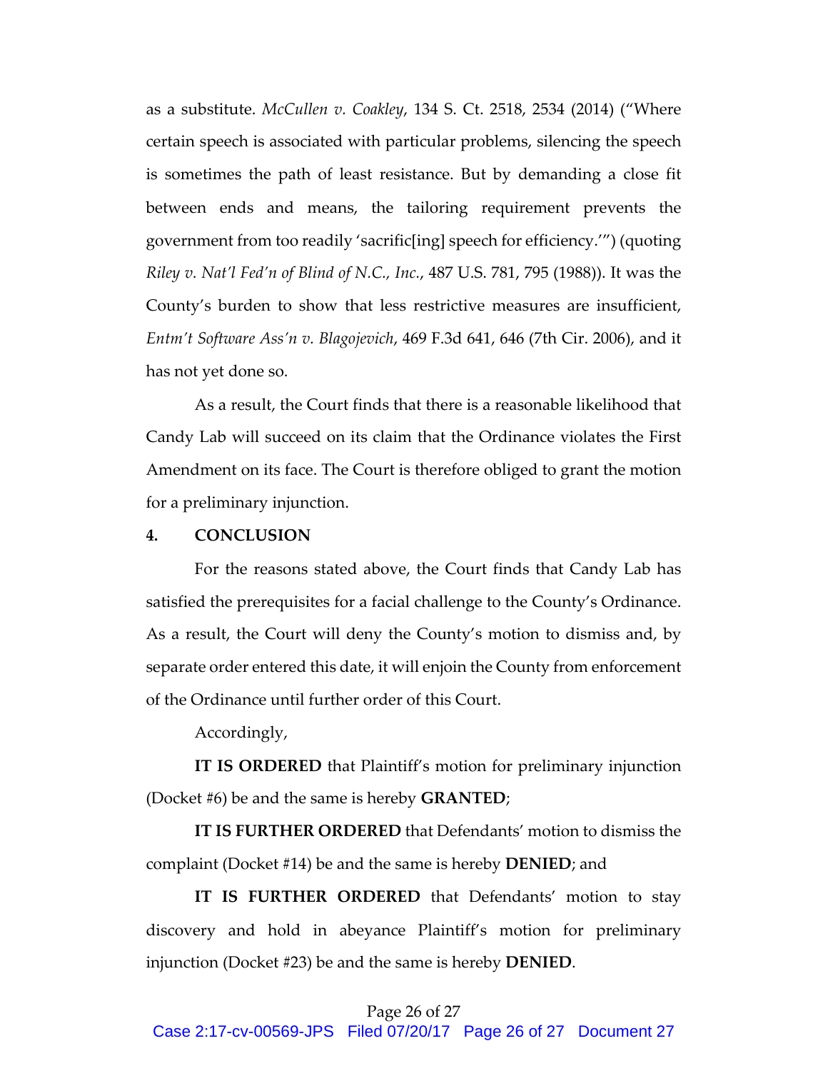as a substitute. *McCullen v. Coakley*, 134 S. Ct. 2518, 2534 (2014) ("Where certain speech is associated with particular problems, silencing the speech is sometimes the path of least resistance. But by demanding a close fit between ends and means, the tailoring requirement prevents the government from too readily 'sacrific[ing] speech for efficiency.'") (quoting *Riley v. Nat'l Fed'n of Blind of N.C., Inc.*, 487 U.S. 781, 795 (1988)). It was the County's burden to show that less restrictive measures are insufficient, *Entm't Software Ass'n v. Blagojevich*, 469 F.3d 641, 646 (7th Cir. 2006), and it has not yet done so.

As a result, the Court finds that there is a reasonable likelihood that Candy Lab will succeed on its claim that the Ordinance violates the First Amendment on its face. The Court is therefore obliged to grant the motion for a preliminary injunction.

## 4. CONCLUSION

For the reasons stated above, the Court finds that Candy Lab has satisfied the prerequisites for a facial challenge to the County's Ordinance. As a result, the Court will deny the County's motion to dismiss and, by separate order entered this date, it will enjoin the County from enforcement of the Ordinance until further order of this Court.

Accordingly,

**IT IS ORDERED** that Plaintiff's motion for preliminary injunction (Docket #6) be and the same is hereby **GRANTED**;

**IT IS FURTHER ORDERED** that Defendants' motion to dismiss the complaint (Docket #14) be and the same is hereby **DENIED**; and

**IT IS FURTHER ORDERED** that Defendants' motion to stay discovery and hold in abeyance Plaintiff's motion for preliminary injunction (Docket #23) be and the same is hereby **DENIED**.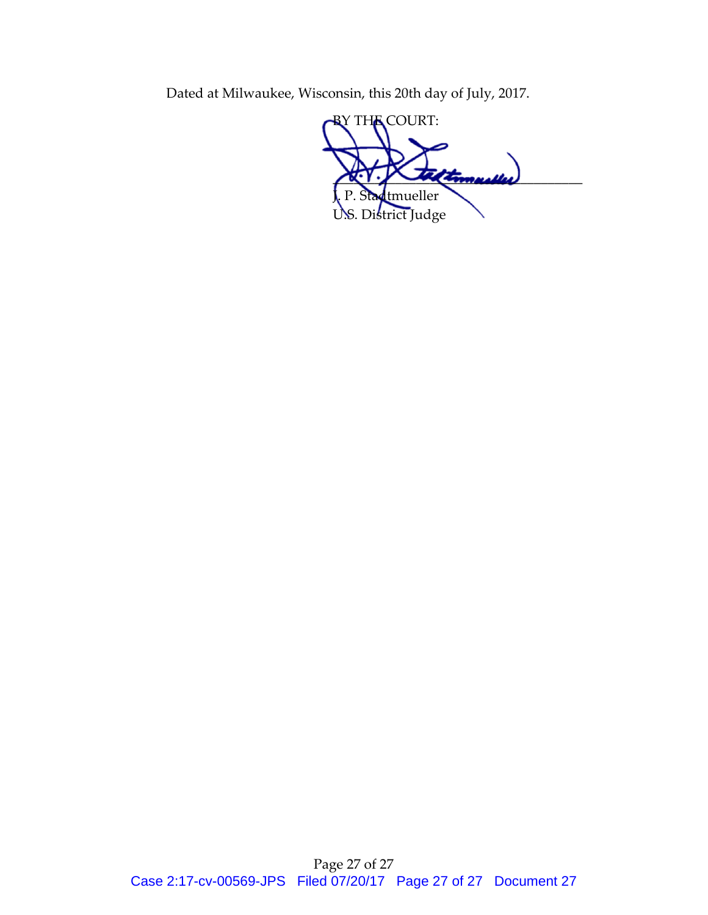Dated at Milwaukee, Wisconsin, this 20th day of July, 2017.

BY THE COURT:

\_\_\_\_\_\_\_\_\_\_\_\_\_\_\_\_\_\_\_\_\_\_\_\_\_\_\_\_\_\_\_\_\_\_

J. P. Stadtmueller
U.S. District Judge